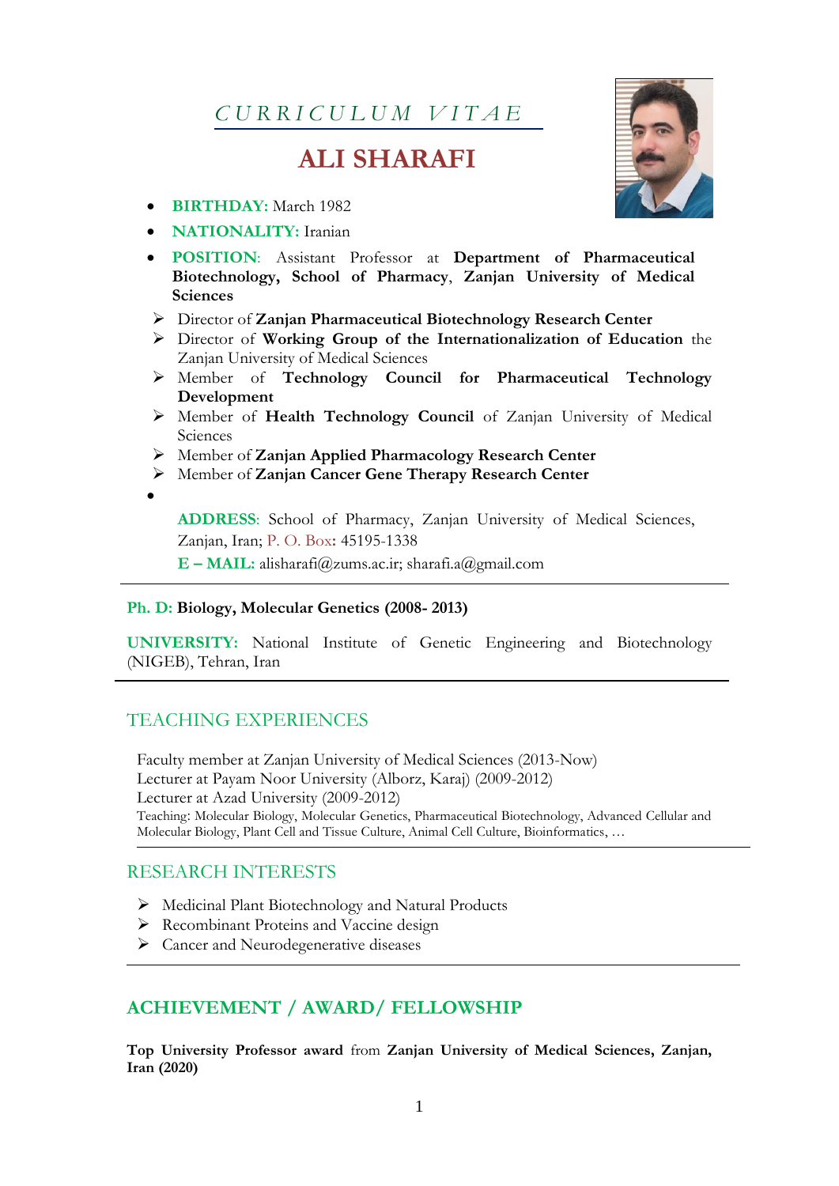# *CURRICULUM VITAE*

# ALI SHARAFI

- **BIRTHDAY:** March 1982
- **NATIONALITY:** Iranian
- **POSITION**: Assistant Professor at **Department of Pharmaceutical Biotechnology, School of Pharmacy**, **Zanjan University of Medical Sciences**
  - Director of **Zanjan Pharmaceutical Biotechnology Research Center**
  - Director of **Working Group of the Internationalization of Education** the Zanjan University of Medical Sciences
  - Member of **Technology Council for Pharmaceutical Technology Development**
  - Member of **Health Technology Council** of Zanjan University of Medical Sciences
  - Member of **Zanjan Applied Pharmacology Research Center**
  - Member of **Zanjan Cancer Gene Therapy Research Center**
- **ADDRESS**: School of Pharmacy, Zanjan University of Medical Sciences, Zanjan, Iran; P. O. Box**:** 45195-1338

  **E – MAIL:** alisharafi@zums.ac.ir; sharafi.a@gmail.com

---

**Ph. D: Biology, Molecular Genetics (2008- 2013)**

**UNIVERSITY:** National Institute of Genetic Engineering and Biotechnology (NIGEB), Tehran, Iran

---

## TEACHING EXPERIENCES

Faculty member at Zanjan University of Medical Sciences (2013-Now)
Lecturer at Payam Noor University (Alborz, Karaj) (2009-2012)
Lecturer at Azad University (2009-2012)
Teaching: Molecular Biology, Molecular Genetics, Pharmaceutical Biotechnology, Advanced Cellular and Molecular Biology, Plant Cell and Tissue Culture, Animal Cell Culture, Bioinformatics, …

---

## RESEARCH INTERESTS

- Medicinal Plant Biotechnology and Natural Products
- Recombinant Proteins and Vaccine design
- Cancer and Neurodegenerative diseases

---

## ACHIEVEMENT / AWARD/ FELLOWSHIP

**Top University Professor award** from **Zanjan University of Medical Sciences, Zanjan, Iran (2020)**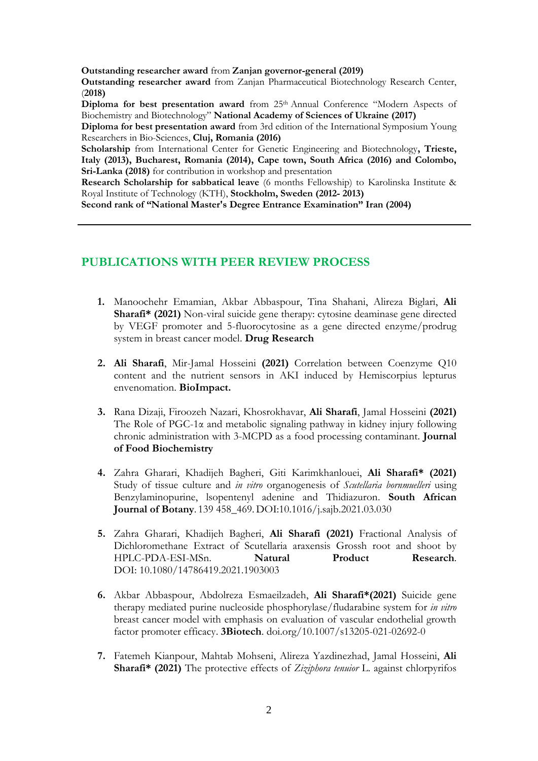**Outstanding researcher award** from **Zanjan governor-general (2019)**

**Outstanding researcher award** from Zanjan Pharmaceutical Biotechnology Research Center, (**2018)**

**Diploma for best presentation award** from 25th Annual Conference "Modern Aspects of Biochemistry and Biotechnology" **National Academy of Sciences of Ukraine (2017)**

**Diploma for best presentation award** from 3rd edition of the International Symposium Young Researchers in Bio-Sciences, **Cluj, Romania (2016)**

**Scholarship** from International Center for Genetic Engineering and Biotechnology**, Trieste, Italy (2013), Bucharest, Romania (2014), Cape town, South Africa (2016) and Colombo, Sri-Lanka (2018)** for contribution in workshop and presentation

**Research Scholarship for sabbatical leave** (6 months Fellowship) to Karolinska Institute & Royal Institute of Technology (KTH), **Stockholm, Sweden (2012- 2013)**

**Second rank of "National Master's Degree Entrance Examination" Iran (2004)**

---

## PUBLICATIONS WITH PEER REVIEW PROCESS

1. Manoochehr Emamian, Akbar Abbaspour, Tina Shahani, Alireza Biglari, **Ali Sharafi\* (2021)** Non-viral suicide gene therapy: cytosine deaminase gene directed by VEGF promoter and 5-fluorocytosine as a gene directed enzyme/prodrug system in breast cancer model. **Drug Research**

2. **Ali Sharafi**, Mir-Jamal Hosseini **(2021)** Correlation between Coenzyme Q10 content and the nutrient sensors in AKI induced by Hemiscorpius lepturus envenomation. **BioImpact.**

3. Rana Dizaji, Firoozeh Nazari, Khosrokhavar, **Ali Sharafi**, Jamal Hosseini **(2021)** The Role of PGC-1α and metabolic signaling pathway in kidney injury following chronic administration with 3-MCPD as a food processing contaminant. **Journal of Food Biochemistry**

4. Zahra Gharari, Khadijeh Bagheri, Giti Karimkhanlouei, **Ali Sharafi\* (2021)** Study of tissue culture and *in vitro* organogenesis of *Scutellaria bornmuelleri* using Benzylaminopurine, lsopentenyl adenine and Thidiazuron. **South African Journal of Botany**. 139 458_469. DOI:10.1016/j.sajb.2021.03.030

5. Zahra Gharari, Khadijeh Bagheri, **Ali Sharafi (2021)** Fractional Analysis of Dichloromethane Extract of Scutellaria araxensis Grossh root and shoot by HPLC-PDA-ESI-MSn. **Natural Product Research**. DOI: 10.1080/14786419.2021.1903003

6. Akbar Abbaspour, Abdolreza Esmaeilzadeh, **Ali Sharafi\*(2021)** Suicide gene therapy mediated purine nucleoside phosphorylase/fludarabine system for *in vitro* breast cancer model with emphasis on evaluation of vascular endothelial growth factor promoter efficacy. **3Biotech**. doi.org/10.1007/s13205-021-02692-0

7. Fatemeh Kianpour, Mahtab Mohseni, Alireza Yazdinezhad, Jamal Hosseini, **Ali Sharafi\* (2021)** The protective effects of *Ziziphora tenuior* L. against chlorpyrifos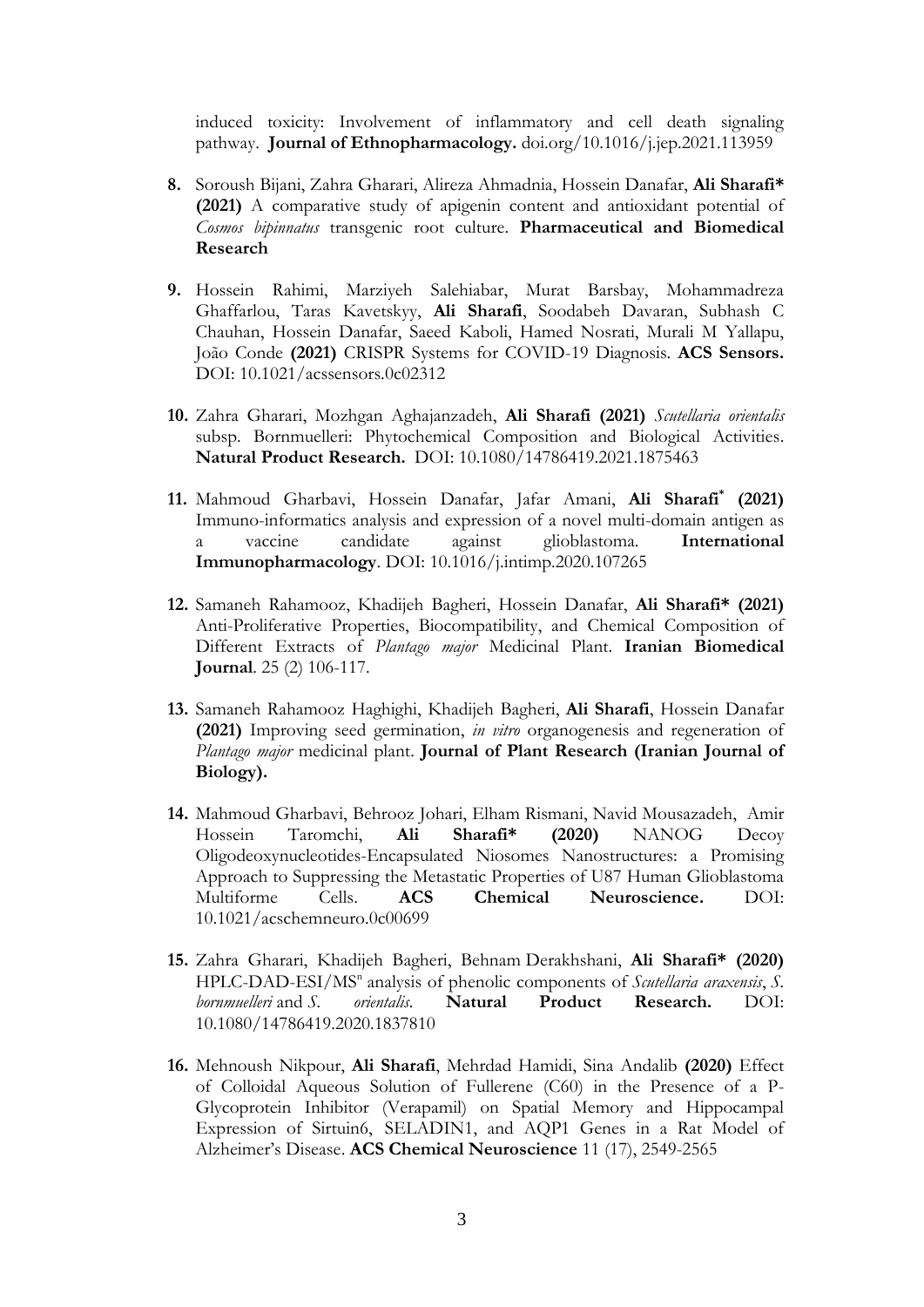induced toxicity: Involvement of inflammatory and cell death signaling pathway. **Journal of Ethnopharmacology.** doi.org/10.1016/j.jep.2021.113959

8. Soroush Bijani, Zahra Gharari, Alireza Ahmadnia, Hossein Danafar, **Ali Sharafi* (2021)** A comparative study of apigenin content and antioxidant potential of *Cosmos bipinnatus* transgenic root culture. **Pharmaceutical and Biomedical Research**

9. Hossein Rahimi, Marziyeh Salehiabar, Murat Barsbay, Mohammadreza Ghaffarlou, Taras Kavetskyy, **Ali Sharafi**, Soodabeh Davaran, Subhash C Chauhan, Hossein Danafar, Saeed Kaboli, Hamed Nosrati, Murali M Yallapu, João Conde **(2021)** CRISPR Systems for COVID-19 Diagnosis. **ACS Sensors.** DOI: 10.1021/acssensors.0c02312

10. Zahra Gharari, Mozhgan Aghajanzadeh, **Ali Sharafi (2021)** *Scutellaria orientalis* subsp. Bornmuelleri: Phytochemical Composition and Biological Activities. **Natural Product Research.** DOI: 10.1080/14786419.2021.1875463

11. Mahmoud Gharbavi, Hossein Danafar, Jafar Amani, **Ali Sharafi* (2021)** Immuno-informatics analysis and expression of a novel multi-domain antigen as a vaccine candidate against glioblastoma. **International Immunopharmacology**. DOI: 10.1016/j.intimp.2020.107265

12. Samaneh Rahamooz, Khadijeh Bagheri, Hossein Danafar, **Ali Sharafi* (2021)** Anti-Proliferative Properties, Biocompatibility, and Chemical Composition of Different Extracts of *Plantago major* Medicinal Plant. **Iranian Biomedical Journal**. 25 (2) 106-117.

13. Samaneh Rahamooz Haghighi, Khadijeh Bagheri, **Ali Sharafi**, Hossein Danafar **(2021)** Improving seed germination, *in vitro* organogenesis and regeneration of *Plantago major* medicinal plant. **Journal of Plant Research (Iranian Journal of Biology).**

14. Mahmoud Gharbavi, Behrooz Johari, Elham Rismani, Navid Mousazadeh, Amir Hossein Taromchi, **Ali Sharafi* (2020)** NANOG Decoy Oligodeoxynucleotides-Encapsulated Niosomes Nanostructures: a Promising Approach to Suppressing the Metastatic Properties of U87 Human Glioblastoma Multiforme Cells. **ACS Chemical Neuroscience.** DOI: 10.1021/acschemneuro.0c00699

15. Zahra Gharari, Khadijeh Bagheri, Behnam Derakhshani, **Ali Sharafi* (2020)** HPLC-DAD-ESI/$MS^n$ analysis of phenolic components of *Scutellaria araxensis*, *S. bornmuelleri* and *S. orientalis*. **Natural Product Research.** DOI: 10.1080/14786419.2020.1837810

16. Mehnoush Nikpour, **Ali Sharafi**, Mehrdad Hamidi, Sina Andalib **(2020)** Effect of Colloidal Aqueous Solution of Fullerene (C60) in the Presence of a P-Glycoprotein Inhibitor (Verapamil) on Spatial Memory and Hippocampal Expression of Sirtuin6, SELADIN1, and AQP1 Genes in a Rat Model of Alzheimer's Disease. **ACS Chemical Neuroscience** 11 (17), 2549-2565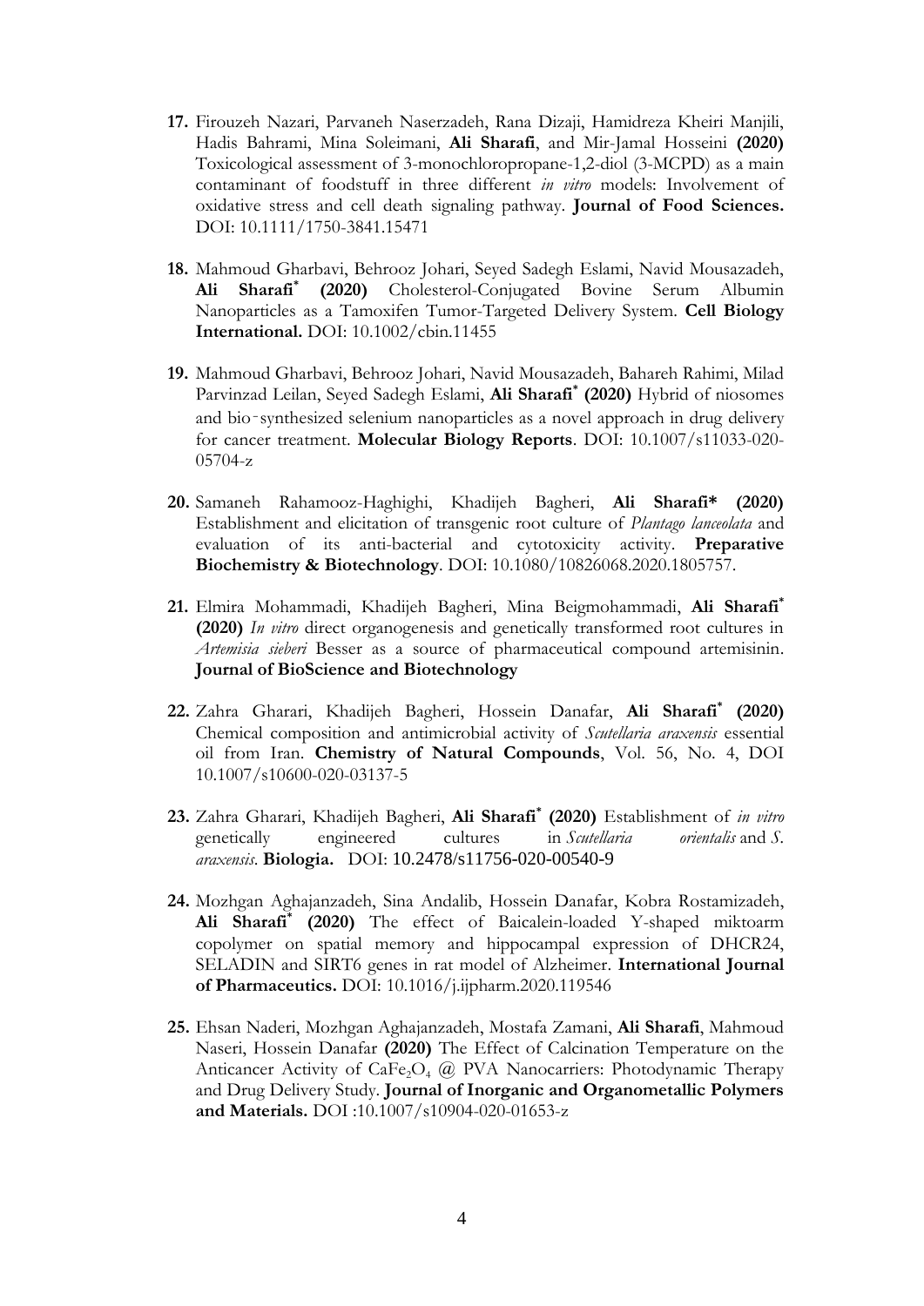17. Firouzeh Nazari, Parvaneh Naserzadeh, Rana Dizaji, Hamidreza Kheiri Manjili, Hadis Bahrami, Mina Soleimani, **Ali Sharafi**, and Mir-Jamal Hosseini **(2020)** Toxicological assessment of 3-monochloropropane-1,2-diol (3-MCPD) as a main contaminant of foodstuff in three different *in vitro* models: Involvement of oxidative stress and cell death signaling pathway. **Journal of Food Sciences.** DOI: 10.1111/1750-3841.15471

18. Mahmoud Gharbavi, Behrooz Johari, Seyed Sadegh Eslami, Navid Mousazadeh, **Ali Sharafi\* (2020)** Cholesterol-Conjugated Bovine Serum Albumin Nanoparticles as a Tamoxifen Tumor-Targeted Delivery System. **Cell Biology International.** DOI: 10.1002/cbin.11455

19. Mahmoud Gharbavi, Behrooz Johari, Navid Mousazadeh, Bahareh Rahimi, Milad Parvinzad Leilan, Seyed Sadegh Eslami, **Ali Sharafi\* (2020)** Hybrid of niosomes and bio‑synthesized selenium nanoparticles as a novel approach in drug delivery for cancer treatment. **Molecular Biology Reports**. DOI: 10.1007/s11033-020-05704-z

20. Samaneh Rahamooz-Haghighi, Khadijeh Bagheri, **Ali Sharafi\* (2020)** Establishment and elicitation of transgenic root culture of *Plantago lanceolata* and evaluation of its anti-bacterial and cytotoxicity activity. **Preparative Biochemistry & Biotechnology**. DOI: 10.1080/10826068.2020.1805757.

21. Elmira Mohammadi, Khadijeh Bagheri, Mina Beigmohammadi, **Ali Sharafi\* (2020)** *In vitro* direct organogenesis and genetically transformed root cultures in *Artemisia sieberi* Besser as a source of pharmaceutical compound artemisinin. **Journal of BioScience and Biotechnology**

22. Zahra Gharari, Khadijeh Bagheri, Hossein Danafar, **Ali Sharafi\* (2020)** Chemical composition and antimicrobial activity of *Scutellaria araxensis* essential oil from Iran. **Chemistry of Natural Compounds**, Vol. 56, No. 4, DOI 10.1007/s10600-020-03137-5

23. Zahra Gharari, Khadijeh Bagheri, **Ali Sharafi\* (2020)** Establishment of *in vitro* genetically engineered cultures in *Scutellaria orientalis* and *S. araxensis*. **Biologia.** DOI: 10.2478/s11756-020-00540-9

24. Mozhgan Aghajanzadeh, Sina Andalib, Hossein Danafar, Kobra Rostamizadeh, **Ali Sharafi\* (2020)** The effect of Baicalein-loaded Y-shaped miktoarm copolymer on spatial memory and hippocampal expression of DHCR24, SELADIN and SIRT6 genes in rat model of Alzheimer. **International Journal of Pharmaceutics.** DOI: 10.1016/j.ijpharm.2020.119546

25. Ehsan Naderi, Mozhgan Aghajanzadeh, Mostafa Zamani, **Ali Sharafi**, Mahmoud Naseri, Hossein Danafar **(2020)** The Effect of Calcination Temperature on the Anticancer Activity of $CaFe_2O_4$ @ PVA Nanocarriers: Photodynamic Therapy and Drug Delivery Study. **Journal of Inorganic and Organometallic Polymers and Materials.** DOI :10.1007/s10904-020-01653-z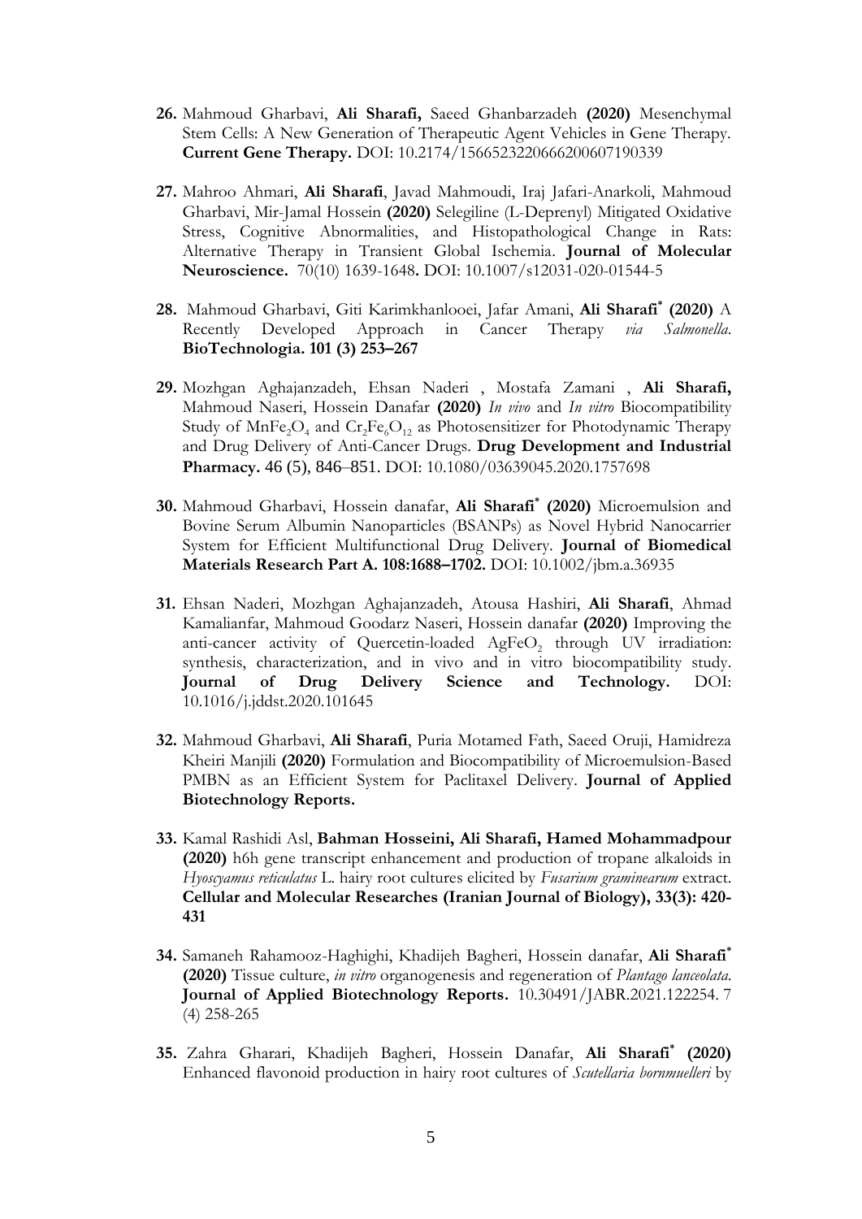**26.** Mahmoud Gharbavi, **Ali Sharafi,** Saeed Ghanbarzadeh **(2020)** Mesenchymal Stem Cells: A New Generation of Therapeutic Agent Vehicles in Gene Therapy. **Current Gene Therapy.** DOI: 10.2174/1566523220666200607190339

**27.** Mahroo Ahmari, **Ali Sharafi**, Javad Mahmoudi, Iraj Jafari-Anarkoli, Mahmoud Gharbavi, Mir-Jamal Hossein **(2020)** Selegiline (L-Deprenyl) Mitigated Oxidative Stress, Cognitive Abnormalities, and Histopathological Change in Rats: Alternative Therapy in Transient Global Ischemia. **Journal of Molecular Neuroscience.** 70(10) 1639-1648**.** DOI: 10.1007/s12031-020-01544-5

**28.** Mahmoud Gharbavi, Giti Karimkhanlooei, Jafar Amani, **Ali Sharafi\* (2020)** A Recently Developed Approach in Cancer Therapy *via Salmonella*. **BioTechnologia. 101 (3) 253–267**

**29.** Mozhgan Aghajanzadeh, Ehsan Naderi , Mostafa Zamani , **Ali Sharafi,** Mahmoud Naseri, Hossein Danafar **(2020)** *In vivo* and *In vitro* Biocompatibility Study of $MnFe_2O_4$ and $Cr_2Fe_6O_{12}$ as Photosensitizer for Photodynamic Therapy and Drug Delivery of Anti-Cancer Drugs. **Drug Development and Industrial Pharmacy.** 46 (5), 846–851. DOI: 10.1080/03639045.2020.1757698

**30.** Mahmoud Gharbavi, Hossein danafar, **Ali Sharafi\* (2020)** Microemulsion and Bovine Serum Albumin Nanoparticles (BSANPs) as Novel Hybrid Nanocarrier System for Efficient Multifunctional Drug Delivery. **Journal of Biomedical Materials Research Part A. 108:1688–1702.** DOI: 10.1002/jbm.a.36935

**31.** Ehsan Naderi, Mozhgan Aghajanzadeh, Atousa Hashiri, **Ali Sharafi**, Ahmad Kamalianfar, Mahmoud Goodarz Naseri, Hossein danafar **(2020)** Improving the anti-cancer activity of Quercetin-loaded $AgFeO_2$ through UV irradiation: synthesis, characterization, and in vivo and in vitro biocompatibility study. **Journal of Drug Delivery Science and Technology.** DOI: 10.1016/j.jddst.2020.101645

**32.** Mahmoud Gharbavi, **Ali Sharafi**, Puria Motamed Fath, Saeed Oruji, Hamidreza Kheiri Manjili **(2020)** Formulation and Biocompatibility of Microemulsion-Based PMBN as an Efficient System for Paclitaxel Delivery. **Journal of Applied Biotechnology Reports.**

**33.** Kamal Rashidi Asl, **Bahman Hosseini, Ali Sharafi, Hamed Mohammadpour (2020)** h6h gene transcript enhancement and production of tropane alkaloids in *Hyoscyamus reticulatus* L. hairy root cultures elicited by *Fusarium graminearum* extract. **Cellular and Molecular Researches (Iranian Journal of Biology), 33(3): 420-431**

**34.** Samaneh Rahamooz-Haghighi, Khadijeh Bagheri, Hossein danafar, **Ali Sharafi\* (2020)** Tissue culture, *in vitro* organogenesis and regeneration of *Plantago lanceolata.* **Journal of Applied Biotechnology Reports.** 10.30491/JABR.2021.122254. 7 (4) 258-265

**35.** Zahra Gharari, Khadijeh Bagheri, Hossein Danafar, **Ali Sharafi\* (2020)** Enhanced flavonoid production in hairy root cultures of *Scutellaria bornmuelleri* by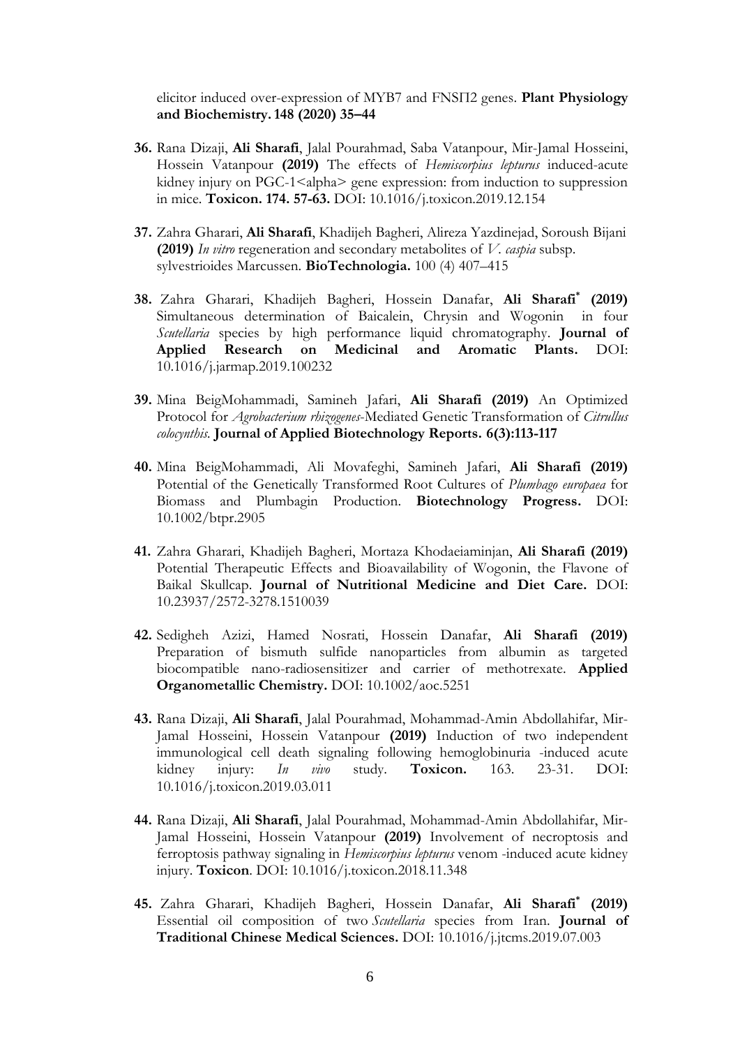elicitor induced over-expression of MYB7 and FNSΠ2 genes. **Plant Physiology and Biochemistry. 148 (2020) 35–44**

**36.** Rana Dizaji, **Ali Sharafi**, Jalal Pourahmad, Saba Vatanpour, Mir-Jamal Hosseini, Hossein Vatanpour **(2019)** The effects of *Hemiscorpius lepturus* induced-acute kidney injury on PGC-1<alpha> gene expression: from induction to suppression in mice. **Toxicon. 174. 57-63.** DOI: 10.1016/j.toxicon.2019.12.154

**37.** Zahra Gharari, **Ali Sharafi**, Khadijeh Bagheri, Alireza Yazdinejad, Soroush Bijani **(2019)** *In vitro* regeneration and secondary metabolites of *V. caspia* subsp. sylvestrioides Marcussen. **BioTechnologia.** 100 (4) 407–415

**38.** Zahra Gharari, Khadijeh Bagheri, Hossein Danafar, **Ali Sharafi*** **(2019)** Simultaneous determination of Baicalein, Chrysin and Wogonin in four *Scutellaria* species by high performance liquid chromatography. **Journal of Applied Research on Medicinal and Aromatic Plants.** DOI: 10.1016/j.jarmap.2019.100232

**39.** Mina BeigMohammadi, Samineh Jafari, **Ali Sharafi (2019)** An Optimized Protocol for *Agrobacterium rhizogenes*-Mediated Genetic Transformation of *Citrullus colocynthis*. **Journal of Applied Biotechnology Reports. 6(3):113-117**

**40.** Mina BeigMohammadi, Ali Movafeghi, Samineh Jafari, **Ali Sharafi (2019)** Potential of the Genetically Transformed Root Cultures of *Plumbago europaea* for Biomass and Plumbagin Production. **Biotechnology Progress.** DOI: 10.1002/btpr.2905

**41.** Zahra Gharari, Khadijeh Bagheri, Mortaza Khodaeiaminjan, **Ali Sharafi (2019)** Potential Therapeutic Effects and Bioavailability of Wogonin, the Flavone of Baikal Skullcap. **Journal of Nutritional Medicine and Diet Care.** DOI: 10.23937/2572-3278.1510039

**42.** Sedigheh Azizi, Hamed Nosrati, Hossein Danafar, **Ali Sharafi (2019)** Preparation of bismuth sulfide nanoparticles from albumin as targeted biocompatible nano-radiosensitizer and carrier of methotrexate. **Applied Organometallic Chemistry.** DOI: 10.1002/aoc.5251

**43.** Rana Dizaji, **Ali Sharafi**, Jalal Pourahmad, Mohammad-Amin Abdollahifar, Mir-Jamal Hosseini, Hossein Vatanpour **(2019)** Induction of two independent immunological cell death signaling following hemoglobinuria -induced acute kidney injury: *In vivo* study. **Toxicon.** 163. 23-31. DOI: 10.1016/j.toxicon.2019.03.011

**44.** Rana Dizaji, **Ali Sharafi**, Jalal Pourahmad, Mohammad-Amin Abdollahifar, Mir-Jamal Hosseini, Hossein Vatanpour **(2019)** Involvement of necroptosis and ferroptosis pathway signaling in *Hemiscorpius lepturus* venom -induced acute kidney injury. **Toxicon**. DOI: 10.1016/j.toxicon.2018.11.348

**45.** Zahra Gharari, Khadijeh Bagheri, Hossein Danafar, **Ali Sharafi*** **(2019)** Essential oil composition of two *Scutellaria* species from Iran. **Journal of Traditional Chinese Medical Sciences.** DOI: 10.1016/j.jtcms.2019.07.003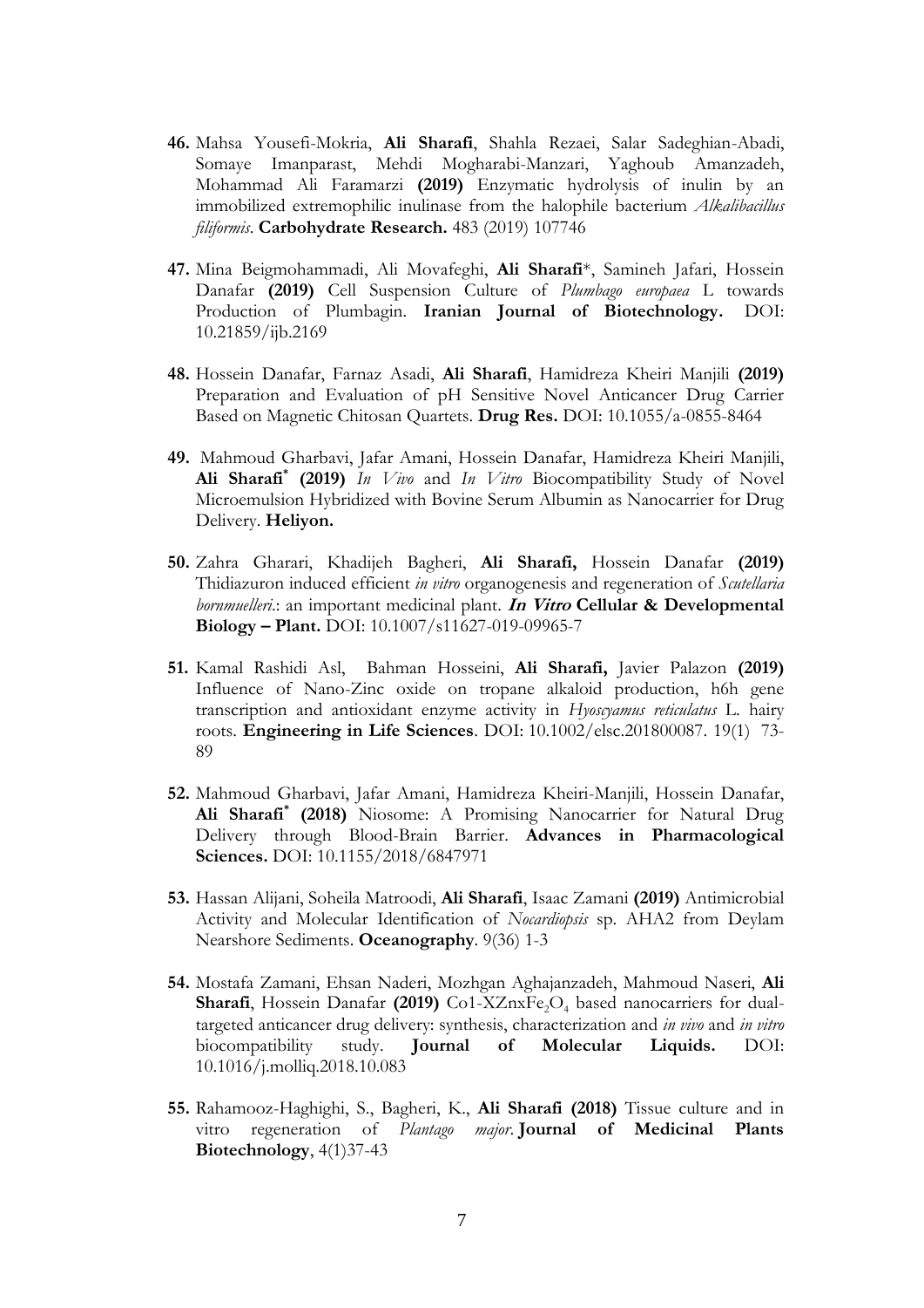46. Mahsa Yousefi-Mokria, **Ali Sharafi**, Shahla Rezaei, Salar Sadeghian-Abadi, Somaye Imanparast, Mehdi Mogharabi-Manzari, Yaghoub Amanzadeh, Mohammad Ali Faramarzi **(2019)** Enzymatic hydrolysis of inulin by an immobilized extremophilic inulinase from the halophile bacterium *Alkalibacillus filiformis*. **Carbohydrate Research.** 483 (2019) 107746

47. Mina Beigmohammadi, Ali Movafeghi, **Ali Sharafi**\*, Samineh Jafari, Hossein Danafar **(2019)** Cell Suspension Culture of *Plumbago europaea* L towards Production of Plumbagin. **Iranian Journal of Biotechnology.** DOI: 10.21859/ijb.2169

48. Hossein Danafar, Farnaz Asadi, **Ali Sharafi**, Hamidreza Kheiri Manjili **(2019)** Preparation and Evaluation of pH Sensitive Novel Anticancer Drug Carrier Based on Magnetic Chitosan Quartets. **Drug Res.** DOI: 10.1055/a-0855-8464

49. Mahmoud Gharbavi, Jafar Amani, Hossein Danafar, Hamidreza Kheiri Manjili, **Ali Sharafi\* (2019)** *In Vivo* and *In Vitro* Biocompatibility Study of Novel Microemulsion Hybridized with Bovine Serum Albumin as Nanocarrier for Drug Delivery. **Heliyon.**

50. Zahra Gharari, Khadijeh Bagheri, **Ali Sharafi,** Hossein Danafar **(2019)** Thidiazuron induced efficient *in vitro* organogenesis and regeneration of *Scutellaria bornmuelleri*.: an important medicinal plant. ***In Vitro* Cellular & Developmental Biology – Plant.** DOI: 10.1007/s11627-019-09965-7

51. Kamal Rashidi Asl, Bahman Hosseini, **Ali Sharafi,** Javier Palazon **(2019)** Influence of Nano-Zinc oxide on tropane alkaloid production, h6h gene transcription and antioxidant enzyme activity in *Hyoscyamus reticulatus* L. hairy roots. **Engineering in Life Sciences**. DOI: 10.1002/elsc.201800087. 19(1) 73-89

52. Mahmoud Gharbavi, Jafar Amani, Hamidreza Kheiri-Manjili, Hossein Danafar, **Ali Sharafi\* (2018)** Niosome: A Promising Nanocarrier for Natural Drug Delivery through Blood-Brain Barrier. **Advances in Pharmacological Sciences.** DOI: 10.1155/2018/6847971

53. Hassan Alijani, Soheila Matroodi, **Ali Sharafi**, Isaac Zamani **(2019)** Antimicrobial Activity and Molecular Identification of *Nocardiopsis* sp. AHA2 from Deylam Nearshore Sediments. **Oceanography**. 9(36) 1-3

54. Mostafa Zamani, Ehsan Naderi, Mozhgan Aghajanzadeh, Mahmoud Naseri, **Ali Sharafi**, Hossein Danafar **(2019)** Co1-XZnxFe$_2$O$_4$ based nanocarriers for dual-targeted anticancer drug delivery: synthesis, characterization and *in vivo* and *in vitro* biocompatibility study. **Journal of Molecular Liquids.** DOI: 10.1016/j.molliq.2018.10.083

55. Rahamooz-Haghighi, S., Bagheri, K., **Ali Sharafi (2018)** Tissue culture and in vitro regeneration of *Plantago major*. **Journal of Medicinal Plants Biotechnology**, 4(1)37-43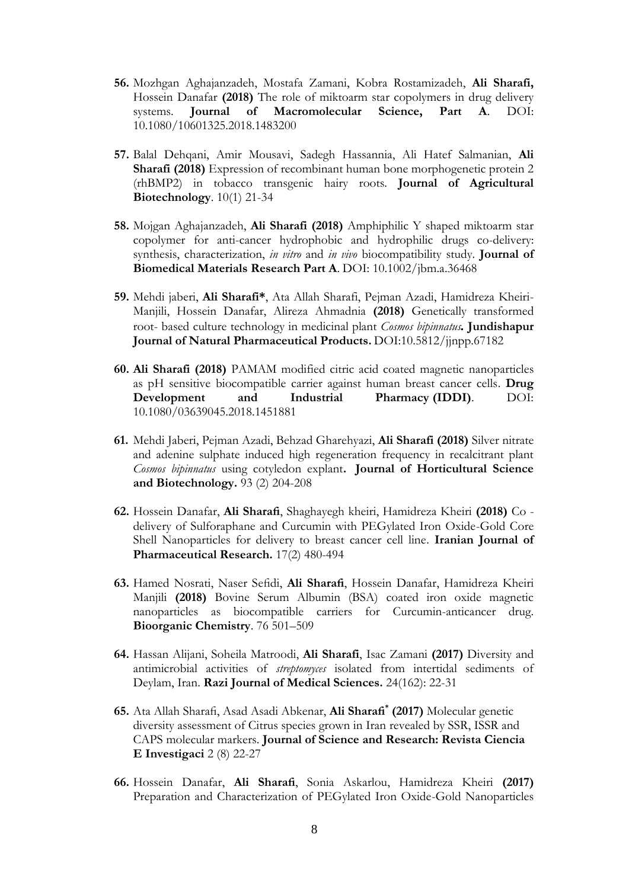**56.** Mozhgan Aghajanzadeh, Mostafa Zamani, Kobra Rostamizadeh, **Ali Sharafi,** Hossein Danafar **(2018)** The role of miktoarm star copolymers in drug delivery systems. **Journal of Macromolecular Science, Part A**. DOI: 10.1080/10601325.2018.1483200

**57.** Balal Dehqani, Amir Mousavi, Sadegh Hassannia, Ali Hatef Salmanian, **Ali Sharafi (2018)** Expression of recombinant human bone morphogenetic protein 2 (rhBMP2) in tobacco transgenic hairy roots. **Journal of Agricultural Biotechnology**. 10(1) 21-34

**58.** Mojgan Aghajanzadeh, **Ali Sharafi (2018)** Amphiphilic Y shaped miktoarm star copolymer for anti-cancer hydrophobic and hydrophilic drugs co-delivery: synthesis, characterization, *in vitro* and *in vivo* biocompatibility study. **Journal of Biomedical Materials Research Part A**. DOI: 10.1002/jbm.a.36468

**59.** Mehdi jaberi, **Ali Sharafi***, Ata Allah Sharafi, Pejman Azadi, Hamidreza Kheiri-Manjili, Hossein Danafar, Alireza Ahmadnia **(2018)** Genetically transformed root- based culture technology in medicinal plant *Cosmos bipinnatus***.** **Jundishapur Journal of Natural Pharmaceutical Products.** DOI:10.5812/jjnpp.67182

**60.** **Ali Sharafi (2018)** PAMAM modified citric acid coated magnetic nanoparticles as pH sensitive biocompatible carrier against human breast cancer cells. **Drug Development and Industrial Pharmacy (IDDI)**. DOI: 10.1080/03639045.2018.1451881

**61.** Mehdi Jaberi, Pejman Azadi, Behzad Gharehyazi, **Ali Sharafi (2018)** Silver nitrate and adenine sulphate induced high regeneration frequency in recalcitrant plant *Cosmos bipinnatus* using cotyledon explant**.** **Journal of Horticultural Science and Biotechnology.** 93 (2) 204-208

**62.** Hossein Danafar, **Ali Sharafi**, Shaghayegh kheiri, Hamidreza Kheiri **(2018)** Co - delivery of Sulforaphane and Curcumin with PEGylated Iron Oxide-Gold Core Shell Nanoparticles for delivery to breast cancer cell line. **Iranian Journal of Pharmaceutical Research.** 17(2) 480-494

**63.** Hamed Nosrati, Naser Sefidi, **Ali Sharafi**, Hossein Danafar, Hamidreza Kheiri Manjili **(2018)** Bovine Serum Albumin (BSA) coated iron oxide magnetic nanoparticles as biocompatible carriers for Curcumin-anticancer drug. **Bioorganic Chemistry**. 76 501–509

**64.** Hassan Alijani, Soheila Matroodi, **Ali Sharafi**, Isac Zamani **(2017)** Diversity and antimicrobial activities of *streptomyces* isolated from intertidal sediments of Deylam, Iran. **Razi Journal of Medical Sciences.** 24(162): 22-31

**65.** Ata Allah Sharafi, Asad Asadi Abkenar, **Ali Sharafi* (2017)** Molecular genetic diversity assessment of Citrus species grown in Iran revealed by SSR, ISSR and CAPS molecular markers. **Journal of Science and Research: Revista Ciencia E Investigaci** 2 (8) 22-27

**66.** Hossein Danafar, **Ali Sharafi**, Sonia Askarlou, Hamidreza Kheiri **(2017)** Preparation and Characterization of PEGylated Iron Oxide-Gold Nanoparticles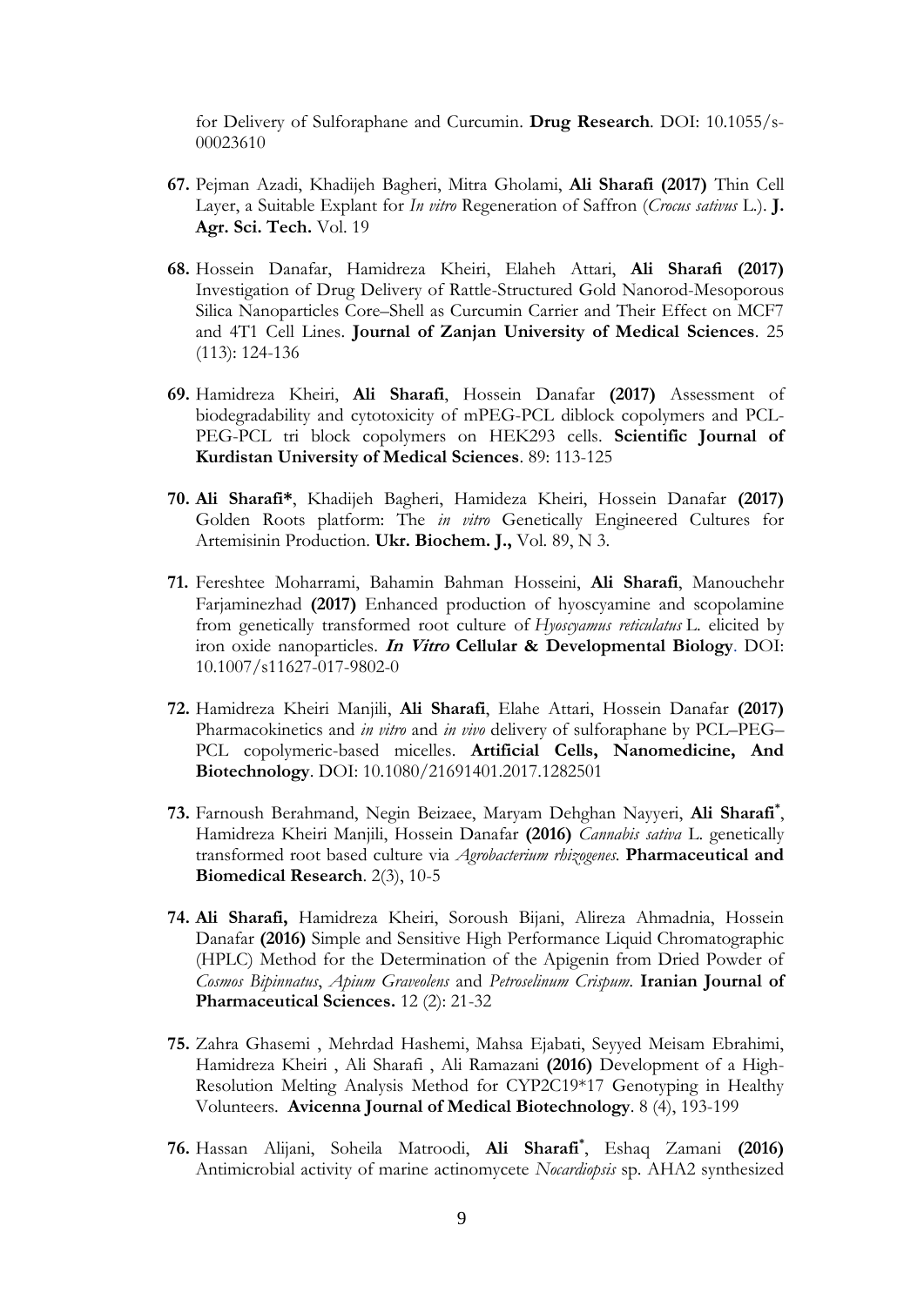for Delivery of Sulforaphane and Curcumin. **Drug Research**. DOI: 10.1055/s-00023610

**67.** Pejman Azadi, Khadijeh Bagheri, Mitra Gholami, **Ali Sharafi (2017)** Thin Cell Layer, a Suitable Explant for *In vitro* Regeneration of Saffron (*Crocus sativus* L.). **J. Agr. Sci. Tech.** Vol. 19

**68.** Hossein Danafar, Hamidreza Kheiri, Elaheh Attari, **Ali Sharafi (2017)** Investigation of Drug Delivery of Rattle-Structured Gold Nanorod-Mesoporous Silica Nanoparticles Core–Shell as Curcumin Carrier and Their Effect on MCF7 and 4T1 Cell Lines. **Journal of Zanjan University of Medical Sciences**. 25 (113): 124-136

**69.** Hamidreza Kheiri, **Ali Sharafi**, Hossein Danafar **(2017)** Assessment of biodegradability and cytotoxicity of mPEG-PCL diblock copolymers and PCL-PEG-PCL tri block copolymers on HEK293 cells. **Scientific Journal of Kurdistan University of Medical Sciences**. 89: 113-125

**70. Ali Sharafi***, Khadijeh Bagheri, Hamideza Kheiri, Hossein Danafar **(2017)** Golden Roots platform: The *in vitro* Genetically Engineered Cultures for Artemisinin Production. **Ukr. Biochem. J.,** Vol. 89, N 3.

**71.** Fereshtee Moharrami, Bahamin Bahman Hosseini, **Ali Sharafi**, Manouchehr Farjaminezhad **(2017)** Enhanced production of hyoscyamine and scopolamine from genetically transformed root culture of *Hyoscyamus reticulatus* L. elicited by iron oxide nanoparticles. ***In Vitro* Cellular & Developmental Biology**. DOI: 10.1007/s11627-017-9802-0

**72.** Hamidreza Kheiri Manjili, **Ali Sharafi**, Elahe Attari, Hossein Danafar **(2017)** Pharmacokinetics and *in vitro* and *in vivo* delivery of sulforaphane by PCL–PEG–PCL copolymeric-based micelles. **Artificial Cells, Nanomedicine, And Biotechnology**. DOI: 10.1080/21691401.2017.1282501

**73.** Farnoush Berahmand, Negin Beizaee, Maryam Dehghan Nayyeri, **Ali Sharafi***, Hamidreza Kheiri Manjili, Hossein Danafar **(2016)** *Cannabis sativa* L. genetically transformed root based culture via *Agrobacterium rhizogenes*. **Pharmaceutical and Biomedical Research**. 2(3), 10-5

**74. Ali Sharafi,** Hamidreza Kheiri, Soroush Bijani, Alireza Ahmadnia, Hossein Danafar **(2016)** Simple and Sensitive High Performance Liquid Chromatographic (HPLC) Method for the Determination of the Apigenin from Dried Powder of *Cosmos Bipinnatus*, *Apium Graveolens* and *Petroselinum Crispum*. **Iranian Journal of Pharmaceutical Sciences.** 12 (2): 21-32

**75.** Zahra Ghasemi , Mehrdad Hashemi, Mahsa Ejabati, Seyyed Meisam Ebrahimi, Hamidreza Kheiri , Ali Sharafi , Ali Ramazani **(2016)** Development of a High-Resolution Melting Analysis Method for CYP2C19*17 Genotyping in Healthy Volunteers. **Avicenna Journal of Medical Biotechnology**. 8 (4), 193-199

**76.** Hassan Alijani, Soheila Matroodi, **Ali Sharafi***, Eshaq Zamani **(2016)** Antimicrobial activity of marine actinomycete *Nocardiopsis* sp. AHA2 synthesized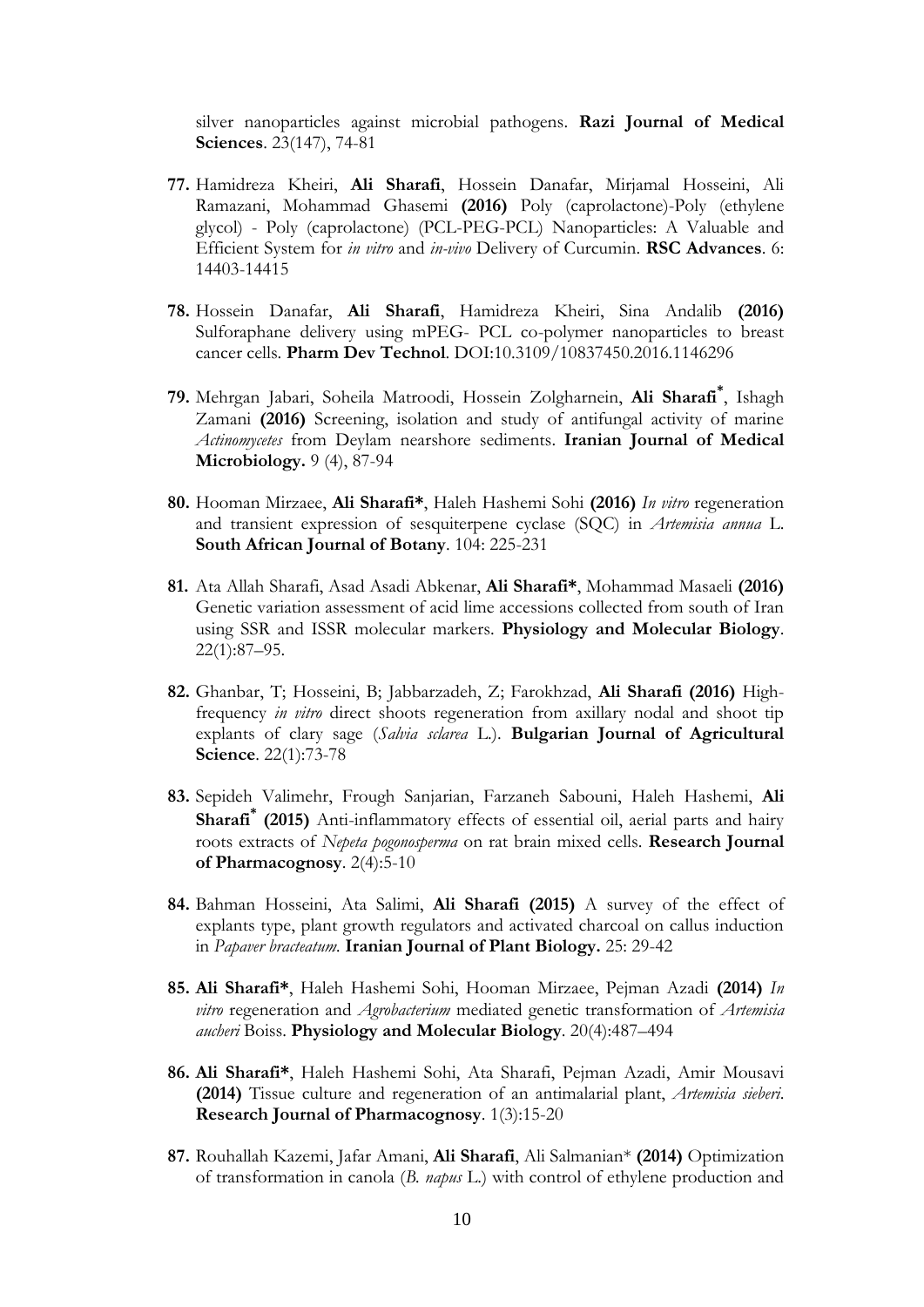silver nanoparticles against microbial pathogens. **Razi Journal of Medical Sciences**. 23(147), 74-81

77. Hamidreza Kheiri, **Ali Sharafi**, Hossein Danafar, Mirjamal Hosseini, Ali Ramazani, Mohammad Ghasemi **(2016)** Poly (caprolactone)-Poly (ethylene glycol) - Poly (caprolactone) (PCL-PEG-PCL) Nanoparticles: A Valuable and Efficient System for *in vitro* and *in-vivo* Delivery of Curcumin. **RSC Advances**. 6: 14403-14415

78. Hossein Danafar, **Ali Sharafi**, Hamidreza Kheiri, Sina Andalib **(2016)** Sulforaphane delivery using mPEG- PCL co-polymer nanoparticles to breast cancer cells. **Pharm Dev Technol**. DOI:10.3109/10837450.2016.1146296

79. Mehrgan Jabari, Soheila Matroodi, Hossein Zolgharnein, **Ali Sharafi***, Ishagh Zamani **(2016)** Screening, isolation and study of antifungal activity of marine *Actinomycetes* from Deylam nearshore sediments. **Iranian Journal of Medical Microbiology.** 9 (4), 87-94

80. Hooman Mirzaee, **Ali Sharafi***, Haleh Hashemi Sohi **(2016)** *In vitro* regeneration and transient expression of sesquiterpene cyclase (SQC) in *Artemisia annua* L. **South African Journal of Botany**. 104: 225-231

81. Ata Allah Sharafi, Asad Asadi Abkenar, **Ali Sharafi***, Mohammad Masaeli **(2016)** Genetic variation assessment of acid lime accessions collected from south of Iran using SSR and ISSR molecular markers. **Physiology and Molecular Biology**. 22(1):87–95.

82. Ghanbar, T; Hosseini, B; Jabbarzadeh, Z; Farokhzad, **Ali Sharafi (2016)** High-frequency *in vitro* direct shoots regeneration from axillary nodal and shoot tip explants of clary sage (*Salvia sclarea* L.). **Bulgarian Journal of Agricultural Science**. 22(1):73-78

83. Sepideh Valimehr, Frough Sanjarian, Farzaneh Sabouni, Haleh Hashemi, **Ali Sharafi* (2015)** Anti-inflammatory effects of essential oil, aerial parts and hairy roots extracts of *Nepeta pogonosperma* on rat brain mixed cells. **Research Journal of Pharmacognosy**. 2(4):5-10

84. Bahman Hosseini, Ata Salimi, **Ali Sharafi (2015)** A survey of the effect of explants type, plant growth regulators and activated charcoal on callus induction in *Papaver bracteatum*. **Iranian Journal of Plant Biology.** 25: 29-42

85. **Ali Sharafi***, Haleh Hashemi Sohi, Hooman Mirzaee, Pejman Azadi **(2014)** *In vitro* regeneration and *Agrobacterium* mediated genetic transformation of *Artemisia aucheri* Boiss. **Physiology and Molecular Biology**. 20(4):487–494

86. **Ali Sharafi***, Haleh Hashemi Sohi, Ata Sharafi, Pejman Azadi, Amir Mousavi **(2014)** Tissue culture and regeneration of an antimalarial plant, *Artemisia sieberi*. **Research Journal of Pharmacognosy**. 1(3):15-20

87. Rouhallah Kazemi, Jafar Amani, **Ali Sharafi**, Ali Salmanian* **(2014)** Optimization of transformation in canola (*B. napus* L.) with control of ethylene production and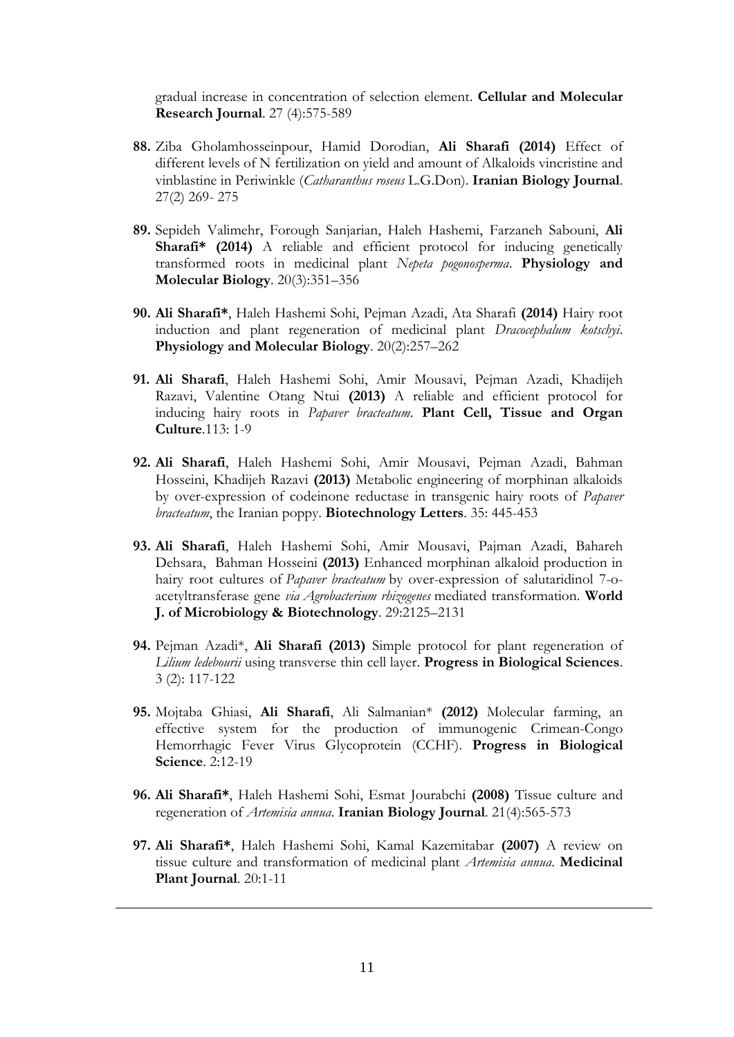gradual increase in concentration of selection element. **Cellular and Molecular Research Journal**. 27 (4):575-589

88. Ziba Gholamhosseinpour, Hamid Dorodian, **Ali Sharafi (2014)** Effect of different levels of N fertilization on yield and amount of Alkaloids vincristine and vinblastine in Periwinkle (*Catharanthus roseus* L.G.Don). **Iranian Biology Journal**. 27(2) 269- 275

89. Sepideh Valimehr, Forough Sanjarian, Haleh Hashemi, Farzaneh Sabouni, **Ali Sharafi* (2014)** A reliable and efficient protocol for inducing genetically transformed roots in medicinal plant *Nepeta pogonosperma*. **Physiology and Molecular Biology**. 20(3):351–356

90. **Ali Sharafi***, Haleh Hashemi Sohi, Pejman Azadi, Ata Sharafi **(2014)** Hairy root induction and plant regeneration of medicinal plant *Dracocephalum kotschyi*. **Physiology and Molecular Biology**. 20(2):257–262

91. **Ali Sharafi**, Haleh Hashemi Sohi, Amir Mousavi, Pejman Azadi, Khadijeh Razavi, Valentine Otang Ntui **(2013)** A reliable and efficient protocol for inducing hairy roots in *Papaver bracteatum*. **Plant Cell, Tissue and Organ Culture**.113: 1-9

92. **Ali Sharafi**, Haleh Hashemi Sohi, Amir Mousavi, Pejman Azadi, Bahman Hosseini, Khadijeh Razavi **(2013)** Metabolic engineering of morphinan alkaloids by over-expression of codeinone reductase in transgenic hairy roots of *Papaver bracteatum*, the Iranian poppy. **Biotechnology Letters**. 35: 445-453

93. **Ali Sharafi**, Haleh Hashemi Sohi, Amir Mousavi, Pajman Azadi, Bahareh Dehsara, Bahman Hosseini **(2013)** Enhanced morphinan alkaloid production in hairy root cultures of *Papaver bracteatum* by over-expression of salutaridinol 7-o-acetyltransferase gene *via Agrobacterium rhizogenes* mediated transformation. **World J. of Microbiology & Biotechnology**. 29:2125–2131

94. Pejman Azadi*, **Ali Sharafi (2013)** Simple protocol for plant regeneration of *Lilium ledebourii* using transverse thin cell layer. **Progress in Biological Sciences**. 3 (2): 117-122

95. Mojtaba Ghiasi, **Ali Sharafi**, Ali Salmanian* **(2012)** Molecular farming, an effective system for the production of immunogenic Crimean-Congo Hemorrhagic Fever Virus Glycoprotein (CCHF). **Progress in Biological Science**. 2:12-19

96. **Ali Sharafi***, Haleh Hashemi Sohi, Esmat Jourabchi **(2008)** Tissue culture and regeneration of *Artemisia annua*. **Iranian Biology Journal**. 21(4):565-573

97. **Ali Sharafi***, Haleh Hashemi Sohi, Kamal Kazemitabar **(2007)** A review on tissue culture and transformation of medicinal plant *Artemisia annua*. **Medicinal Plant Journal**. 20:1-11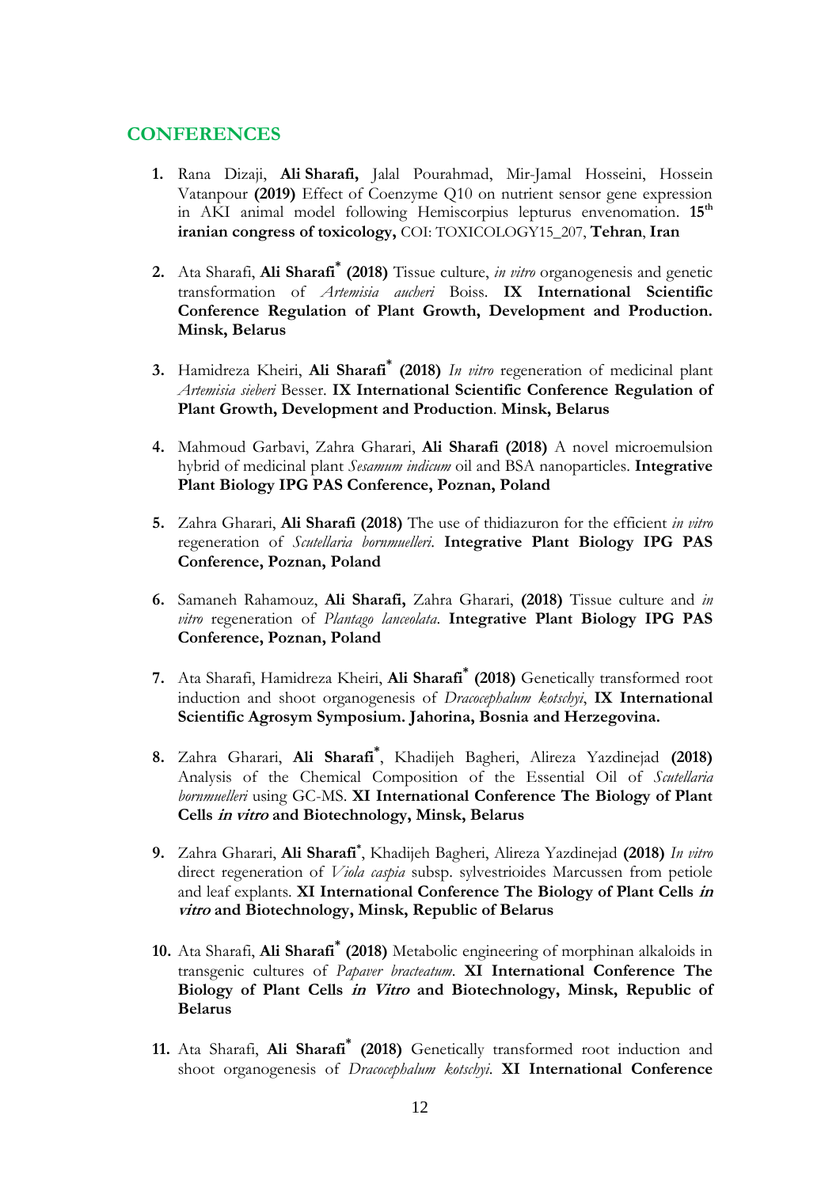## CONFERENCES

1. Rana Dizaji, **Ali Sharafi,** Jalal Pourahmad, Mir-Jamal Hosseini, Hossein Vatanpour **(2019)** Effect of Coenzyme Q10 on nutrient sensor gene expression in AKI animal model following Hemiscorpius lepturus envenomation. **15th iranian congress of toxicology,** COI: TOXICOLOGY15_207, **Tehran**, **Iran**

2. Ata Sharafi, **Ali Sharafi* (2018)** Tissue culture, *in vitro* organogenesis and genetic transformation of *Artemisia aucheri* Boiss. **IX International Scientific Conference Regulation of Plant Growth, Development and Production. Minsk, Belarus**

3. Hamidreza Kheiri, **Ali Sharafi* (2018)** *In vitro* regeneration of medicinal plant *Artemisia sieberi* Besser. **IX International Scientific Conference Regulation of Plant Growth, Development and Production**. **Minsk, Belarus**

4. Mahmoud Garbavi, Zahra Gharari, **Ali Sharafi (2018)** A novel microemulsion hybrid of medicinal plant *Sesamum indicum* oil and BSA nanoparticles. **Integrative Plant Biology IPG PAS Conference, Poznan, Poland**

5. Zahra Gharari, **Ali Sharafi (2018)** The use of thidiazuron for the efficient *in vitro* regeneration of *Scutellaria bornmuelleri*. **Integrative Plant Biology IPG PAS Conference, Poznan, Poland**

6. Samaneh Rahamouz, **Ali Sharafi,** Zahra Gharari, **(2018)** Tissue culture and *in vitro* regeneration of *Plantago lanceolata*. **Integrative Plant Biology IPG PAS Conference, Poznan, Poland**

7. Ata Sharafi, Hamidreza Kheiri, **Ali Sharafi* (2018)** Genetically transformed root induction and shoot organogenesis of *Dracocephalum kotschyi*, **IX International Scientific Agrosym Symposium. Jahorina, Bosnia and Herzegovina.**

8. Zahra Gharari, **Ali Sharafi***, Khadijeh Bagheri, Alireza Yazdinejad **(2018)** Analysis of the Chemical Composition of the Essential Oil of *Scutellaria bornmuelleri* using GC-MS. **XI International Conference The Biology of Plant Cells *in vitro* and Biotechnology, Minsk, Belarus**

9. Zahra Gharari, **Ali Sharafi***, Khadijeh Bagheri, Alireza Yazdinejad **(2018)** *In vitro* direct regeneration of *Viola caspia* subsp. sylvestrioides Marcussen from petiole and leaf explants. **XI International Conference The Biology of Plant Cells *in vitro* and Biotechnology, Minsk, Republic of Belarus**

10. Ata Sharafi, **Ali Sharafi* (2018)** Metabolic engineering of morphinan alkaloids in transgenic cultures of *Papaver bracteatum*. **XI International Conference The Biology of Plant Cells *in Vitro* and Biotechnology, Minsk, Republic of Belarus**

11. Ata Sharafi, **Ali Sharafi* (2018)** Genetically transformed root induction and shoot organogenesis of *Dracocephalum kotschyi*. **XI International Conference**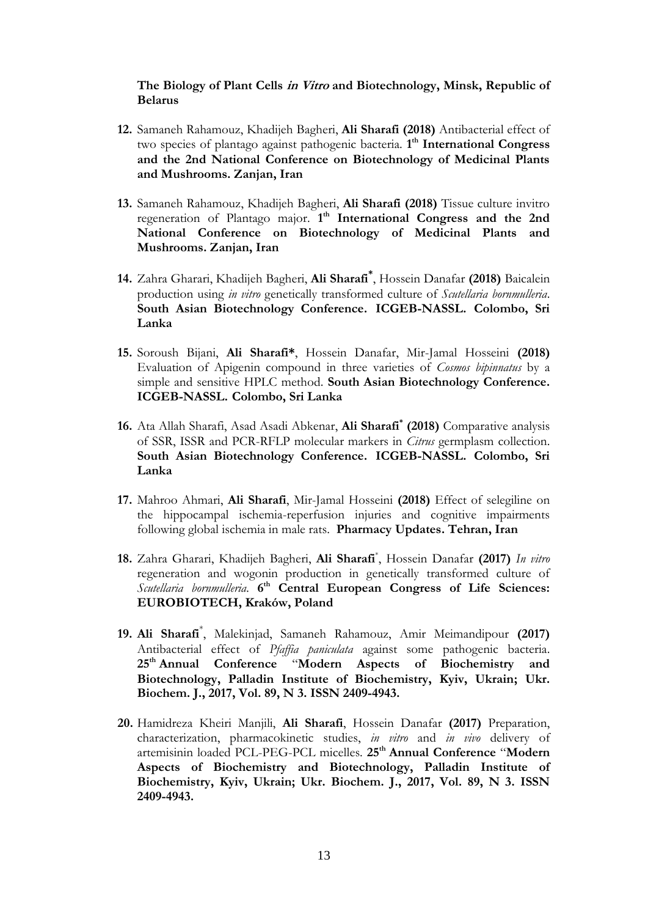**The Biology of Plant Cells *in Vitro* and Biotechnology, Minsk, Republic of Belarus**

12. Samaneh Rahamouz, Khadijeh Bagheri, **Ali Sharafi (2018)** Antibacterial effect of two species of plantago against pathogenic bacteria. **1th International Congress and the 2nd National Conference on Biotechnology of Medicinal Plants and Mushrooms. Zanjan, Iran**

13. Samaneh Rahamouz, Khadijeh Bagheri, **Ali Sharafi (2018)** Tissue culture invitro regeneration of Plantago major. **1th International Congress and the 2nd National Conference on Biotechnology of Medicinal Plants and Mushrooms. Zanjan, Iran**

14. Zahra Gharari, Khadijeh Bagheri, **Ali Sharafi***, Hossein Danafar **(2018)** Baicalein production using *in vitro* genetically transformed culture of *Scutellaria bornmulleria*. **South Asian Biotechnology Conference. ICGEB-NASSL. Colombo, Sri Lanka**

15. Soroush Bijani, **Ali Sharafi***, Hossein Danafar, Mir-Jamal Hosseini **(2018)** Evaluation of Apigenin compound in three varieties of *Cosmos bipinnatus* by a simple and sensitive HPLC method. **South Asian Biotechnology Conference. ICGEB-NASSL. Colombo, Sri Lanka**

16. Ata Allah Sharafi, Asad Asadi Abkenar, **Ali Sharafi* (2018)** Comparative analysis of SSR, ISSR and PCR-RFLP molecular markers in *Citrus* germplasm collection. **South Asian Biotechnology Conference. ICGEB-NASSL. Colombo, Sri Lanka**

17. Mahroo Ahmari, **Ali Sharafi**, Mir-Jamal Hosseini **(2018)** Effect of selegiline on the hippocampal ischemia-reperfusion injuries and cognitive impairments following global ischemia in male rats. **Pharmacy Updates. Tehran, Iran**

18. Zahra Gharari, Khadijeh Bagheri, **Ali Sharafi***, Hossein Danafar **(2017)** *In vitro* regeneration and wogonin production in genetically transformed culture of *Scutellaria bornmulleria*. **6th Central European Congress of Life Sciences: EUROBIOTECH, Kraków, Poland**

19. **Ali Sharafi***, Malekinjad, Samaneh Rahamouz, Amir Meimandipour **(2017)** Antibacterial effect of *Pfaffia paniculata* against some pathogenic bacteria. **25th Annual Conference "Modern Aspects of Biochemistry and Biotechnology, Palladin Institute of Biochemistry, Kyiv, Ukrain; Ukr. Biochem. J., 2017, Vol. 89, N 3. ISSN 2409-4943.**

20. Hamidreza Kheiri Manjili, **Ali Sharafi**, Hossein Danafar **(2017)** Preparation, characterization, pharmacokinetic studies, *in vitro* and *in vivo* delivery of artemisinin loaded PCL-PEG-PCL micelles. **25th Annual Conference "Modern Aspects of Biochemistry and Biotechnology, Palladin Institute of Biochemistry, Kyiv, Ukrain; Ukr. Biochem. J., 2017, Vol. 89, N 3. ISSN 2409-4943.**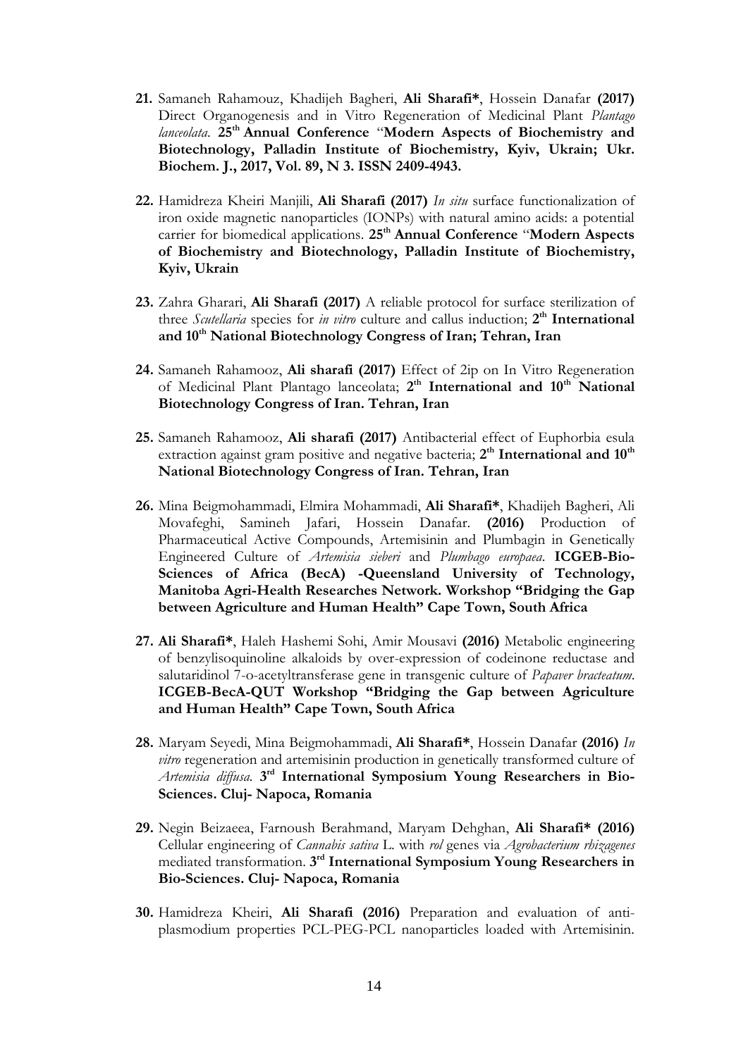**21.** Samaneh Rahamouz, Khadijeh Bagheri, **Ali Sharafi\***, Hossein Danafar **(2017)** Direct Organogenesis and in Vitro Regeneration of Medicinal Plant *Plantago lanceolata*. **25th Annual Conference** "**Modern Aspects of Biochemistry and Biotechnology, Palladin Institute of Biochemistry, Kyiv, Ukrain; Ukr. Biochem. J., 2017, Vol. 89, N 3. ISSN 2409-4943.**

**22.** Hamidreza Kheiri Manjili, **Ali Sharafi (2017)** *In situ* surface functionalization of iron oxide magnetic nanoparticles (IONPs) with natural amino acids: a potential carrier for biomedical applications. **25th Annual Conference** "**Modern Aspects of Biochemistry and Biotechnology, Palladin Institute of Biochemistry, Kyiv, Ukrain**

**23.** Zahra Gharari, **Ali Sharafi (2017)** A reliable protocol for surface sterilization of three *Scutellaria* species for *in vitro* culture and callus induction; **2th International and 10th National Biotechnology Congress of Iran; Tehran, Iran**

**24.** Samaneh Rahamooz, **Ali sharafi (2017)** Effect of 2ip on In Vitro Regeneration of Medicinal Plant Plantago lanceolata; **2th International and 10th National Biotechnology Congress of Iran. Tehran, Iran**

**25.** Samaneh Rahamooz, **Ali sharafi (2017)** Antibacterial effect of Euphorbia esula extraction against gram positive and negative bacteria; **2th International and 10th National Biotechnology Congress of Iran. Tehran, Iran**

**26.** Mina Beigmohammadi, Elmira Mohammadi, **Ali Sharafi\***, Khadijeh Bagheri, Ali Movafeghi, Samineh Jafari, Hossein Danafar. **(2016)** Production of Pharmaceutical Active Compounds, Artemisinin and Plumbagin in Genetically Engineered Culture of *Artemisia sieberi* and *Plumbago europaea*. **ICGEB-Bio-Sciences of Africa (BecA) -Queensland University of Technology, Manitoba Agri-Health Researches Network. Workshop "Bridging the Gap between Agriculture and Human Health" Cape Town, South Africa**

**27.** **Ali Sharafi\***, Haleh Hashemi Sohi, Amir Mousavi **(2016)** Metabolic engineering of benzylisoquinoline alkaloids by over-expression of codeinone reductase and salutaridinol 7-o-acetyltransferase gene in transgenic culture of *Papaver bracteatum*. **ICGEB-BecA-QUT Workshop "Bridging the Gap between Agriculture and Human Health" Cape Town, South Africa**

**28.** Maryam Seyedi, Mina Beigmohammadi, **Ali Sharafi\***, Hossein Danafar **(2016)** *In vitro* regeneration and artemisinin production in genetically transformed culture of *Artemisia diffusa*. **3rd International Symposium Young Researchers in Bio-Sciences. Cluj- Napoca, Romania**

**29.** Negin Beizaeea, Farnoush Berahmand, Maryam Dehghan, **Ali Sharafi\* (2016)** Cellular engineering of *Cannabis sativa* L. with *rol* genes via *Agrobacterium rhizagenes* mediated transformation. **3rd International Symposium Young Researchers in Bio-Sciences. Cluj- Napoca, Romania**

**30.** Hamidreza Kheiri, **Ali Sharafi (2016)** Preparation and evaluation of anti-plasmodium properties PCL-PEG-PCL nanoparticles loaded with Artemisinin.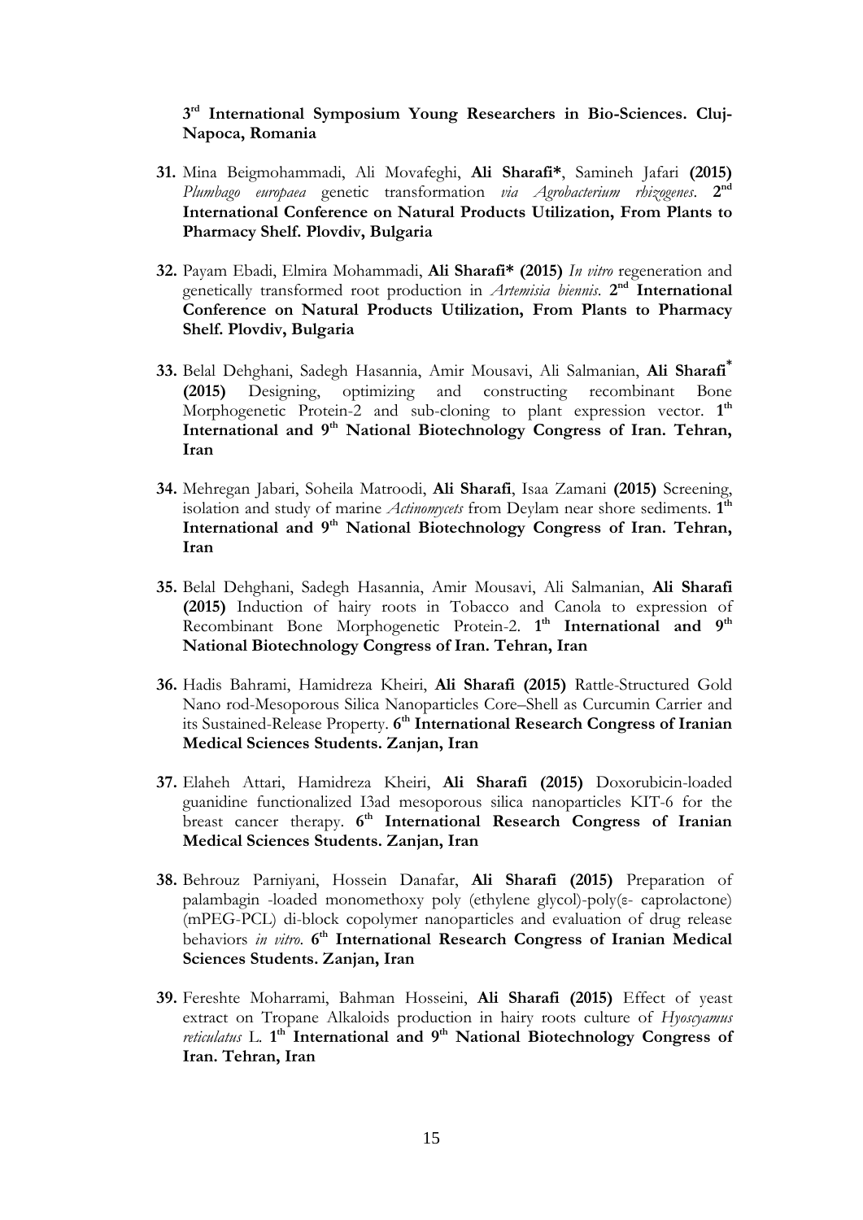**3[rd] International Symposium Young Researchers in Bio-Sciences. Cluj-Napoca, Romania**

31. Mina Beigmohammadi, Ali Movafeghi, **Ali Sharafi***, Samineh Jafari **(2015)** *Plumbago europaea* genetic transformation *via Agrobacterium rhizogenes*. **2[nd] International Conference on Natural Products Utilization, From Plants to Pharmacy Shelf. Plovdiv, Bulgaria**

32. Payam Ebadi, Elmira Mohammadi, **Ali Sharafi* (2015)** *In vitro* regeneration and genetically transformed root production in *Artemisia biennis*. **2[nd] International Conference on Natural Products Utilization, From Plants to Pharmacy Shelf. Plovdiv, Bulgaria**

33. Belal Dehghani, Sadegh Hasannia, Amir Mousavi, Ali Salmanian, **Ali Sharafi* (2015)** Designing, optimizing and constructing recombinant Bone Morphogenetic Protein-2 and sub-cloning to plant expression vector. **1[th] International and 9[th] National Biotechnology Congress of Iran. Tehran, Iran**

34. Mehregan Jabari, Soheila Matroodi, **Ali Sharafi**, Isaa Zamani **(2015)** Screening, isolation and study of marine *Actinomycets* from Deylam near shore sediments. **1[th] International and 9[th] National Biotechnology Congress of Iran. Tehran, Iran**

35. Belal Dehghani, Sadegh Hasannia, Amir Mousavi, Ali Salmanian, **Ali Sharafi (2015)** Induction of hairy roots in Tobacco and Canola to expression of Recombinant Bone Morphogenetic Protein-2. **1[th] International and 9[th] National Biotechnology Congress of Iran. Tehran, Iran**

36. Hadis Bahrami, Hamidreza Kheiri, **Ali Sharafi (2015)** Rattle-Structured Gold Nano rod-Mesoporous Silica Nanoparticles Core–Shell as Curcumin Carrier and its Sustained-Release Property. **6[th] International Research Congress of Iranian Medical Sciences Students. Zanjan, Iran**

37. Elaheh Attari, Hamidreza Kheiri, **Ali Sharafi (2015)** Doxorubicin-loaded guanidine functionalized I3ad mesoporous silica nanoparticles KIT-6 for the breast cancer therapy. **6[th] International Research Congress of Iranian Medical Sciences Students. Zanjan, Iran**

38. Behrouz Parniyani, Hossein Danafar, **Ali Sharafi (2015)** Preparation of palambagin -loaded monomethoxy poly (ethylene glycol)-poly(ε- caprolactone) (mPEG-PCL) di-block copolymer nanoparticles and evaluation of drug release behaviors *in vitro*. **6[th] International Research Congress of Iranian Medical Sciences Students. Zanjan, Iran**

39. Fereshte Moharrami, Bahman Hosseini, **Ali Sharafi (2015)** Effect of yeast extract on Tropane Alkaloids production in hairy roots culture of *Hyoscyamus reticulatus* L. **1[th] International and 9[th] National Biotechnology Congress of Iran. Tehran, Iran**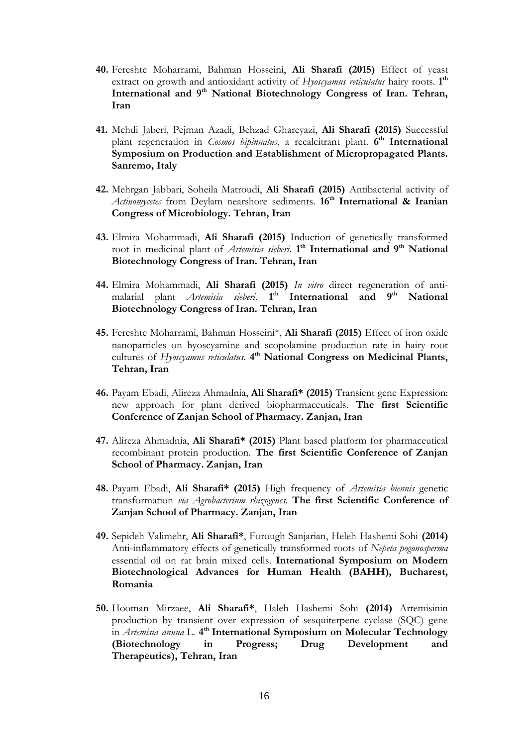40. Fereshte Moharrami, Bahman Hosseini, **Ali Sharafi (2015)** Effect of yeast extract on growth and antioxidant activity of *Hyoscyamus reticulatus* hairy roots. **1th International and 9th National Biotechnology Congress of Iran. Tehran, Iran**

41. Mehdi Jaberi, Pejman Azadi, Behzad Ghareyazi, **Ali Sharafi (2015)** Successful plant regeneration in *Cosmos bipinnatus*, a recalcitrant plant. **6th International Symposium on Production and Establishment of Micropropagated Plants. Sanremo, Italy**

42. Mehrgan Jabbari, Soheila Matroudi, **Ali Sharafi (2015)** Antibacterial activity of *Actinomycetes* from Deylam nearshore sediments. **16th International & Iranian Congress of Microbiology. Tehran, Iran**

43. Elmira Mohammadi, **Ali Sharafi (2015)** Induction of genetically transformed root in medicinal plant of *Artemisia sieberi*. **1th International and 9th National Biotechnology Congress of Iran. Tehran, Iran**

44. Elmira Mohammadi, **Ali Sharafi (2015)** *In vitro* direct regeneration of anti-malarial plant *Artemisia sieberi*. **1th International and 9th National Biotechnology Congress of Iran. Tehran, Iran**

45. Fereshte Moharrami, Bahman Hosseini*, **Ali Sharafi (2015)** Effect of iron oxide nanoparticles on hyoscyamine and scopolamine production rate in hairy root cultures of *Hyoscyamus reticulatus*. **4th National Congress on Medicinal Plants, Tehran, Iran**

46. Payam Ebadi, Alireza Ahmadnia, **Ali Sharafi* (2015)** Transient gene Expression: new approach for plant derived biopharmaceuticals. **The first Scientific Conference of Zanjan School of Pharmacy. Zanjan, Iran**

47. Alireza Ahmadnia, **Ali Sharafi* (2015)** Plant based platform for pharmaceutical recombinant protein production. **The first Scientific Conference of Zanjan School of Pharmacy. Zanjan, Iran**

48. Payam Ebadi, **Ali Sharafi* (2015)** High frequency of *Artemisia biennis* genetic transformation *via Agrobacterium rhizogenes*. **The first Scientific Conference of Zanjan School of Pharmacy. Zanjan, Iran**

49. Sepideh Valimehr, **Ali Sharafi***, Forough Sanjarian, Heleh Hashemi Sohi **(2014)** Anti-inflammatory effects of genetically transformed roots of *Nepeta pogonosperma* essential oil on rat brain mixed cells. **International Symposium on Modern Biotechnological Advances for Human Health (BAHH), Bucharest, Romania**

50. Hooman Mirzaee, **Ali Sharafi***, Haleh Hashemi Sohi **(2014)** Artemisinin production by transient over expression of sesquiterpene cyclase (SQC) gene in *Artemisia annua* L. **4th International Symposium on Molecular Technology (Biotechnology in Progress; Drug Development and Therapeutics), Tehran, Iran**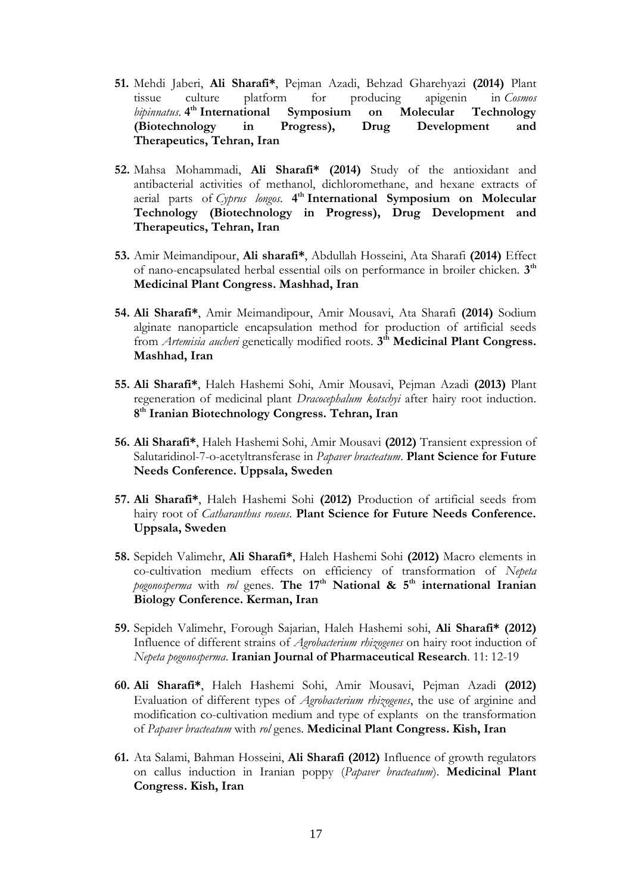51. Mehdi Jaberi, **Ali Sharafi***, Pejman Azadi, Behzad Gharehyazi **(2014)** Plant tissue culture platform for producing apigenin in *Cosmos bipinnatus*. **4th International Symposium on Molecular Technology (Biotechnology in Progress), Drug Development and Therapeutics, Tehran, Iran**

52. Mahsa Mohammadi, **Ali Sharafi* (2014)** Study of the antioxidant and antibacterial activities of methanol, dichloromethane, and hexane extracts of aerial parts of *Cyprus longos*. **4th International Symposium on Molecular Technology (Biotechnology in Progress), Drug Development and Therapeutics, Tehran, Iran**

53. Amir Meimandipour, **Ali sharafi***, Abdullah Hosseini, Ata Sharafi **(2014)** Effect of nano-encapsulated herbal essential oils on performance in broiler chicken. **3th Medicinal Plant Congress. Mashhad, Iran**

54. **Ali Sharafi***, Amir Meimandipour, Amir Mousavi, Ata Sharafi **(2014)** Sodium alginate nanoparticle encapsulation method for production of artificial seeds from *Artemisia aucheri* genetically modified roots. **3th Medicinal Plant Congress. Mashhad, Iran**

55. **Ali Sharafi***, Haleh Hashemi Sohi, Amir Mousavi, Pejman Azadi **(2013)** Plant regeneration of medicinal plant *Dracocephalum kotschyi* after hairy root induction. **8th Iranian Biotechnology Congress. Tehran, Iran**

56. **Ali Sharafi***, Haleh Hashemi Sohi, Amir Mousavi **(2012)** Transient expression of Salutaridinol-7-o-acetyltransferase in *Papaver bracteatum*. **Plant Science for Future Needs Conference. Uppsala, Sweden**

57. **Ali Sharafi***, Haleh Hashemi Sohi **(2012)** Production of artificial seeds from hairy root of *Catharanthus roseus*. **Plant Science for Future Needs Conference. Uppsala, Sweden**

58. Sepideh Valimehr, **Ali Sharafi***, Haleh Hashemi Sohi **(2012)** Macro elements in co-cultivation medium effects on efficiency of transformation of *Nepeta pogonosperma* with *rol* genes. **The 17th National & 5th international Iranian Biology Conference. Kerman, Iran**

59. Sepideh Valimehr, Forough Sajarian, Haleh Hashemi sohi, **Ali Sharafi* (2012)** Influence of different strains of *Agrobacterium rhizogenes* on hairy root induction of *Nepeta pogonosperma*. **Iranian Journal of Pharmaceutical Research**. 11: 12-19

60. **Ali Sharafi***, Haleh Hashemi Sohi, Amir Mousavi, Pejman Azadi **(2012)** Evaluation of different types of *Agrobacterium rhizogenes*, the use of arginine and modification co-cultivation medium and type of explants on the transformation of *Papaver bracteatum* with *rol* genes. **Medicinal Plant Congress. Kish, Iran**

61. Ata Salami, Bahman Hosseini, **Ali Sharafi (2012)** Influence of growth regulators on callus induction in Iranian poppy (*Papaver bracteatum*). **Medicinal Plant Congress. Kish, Iran**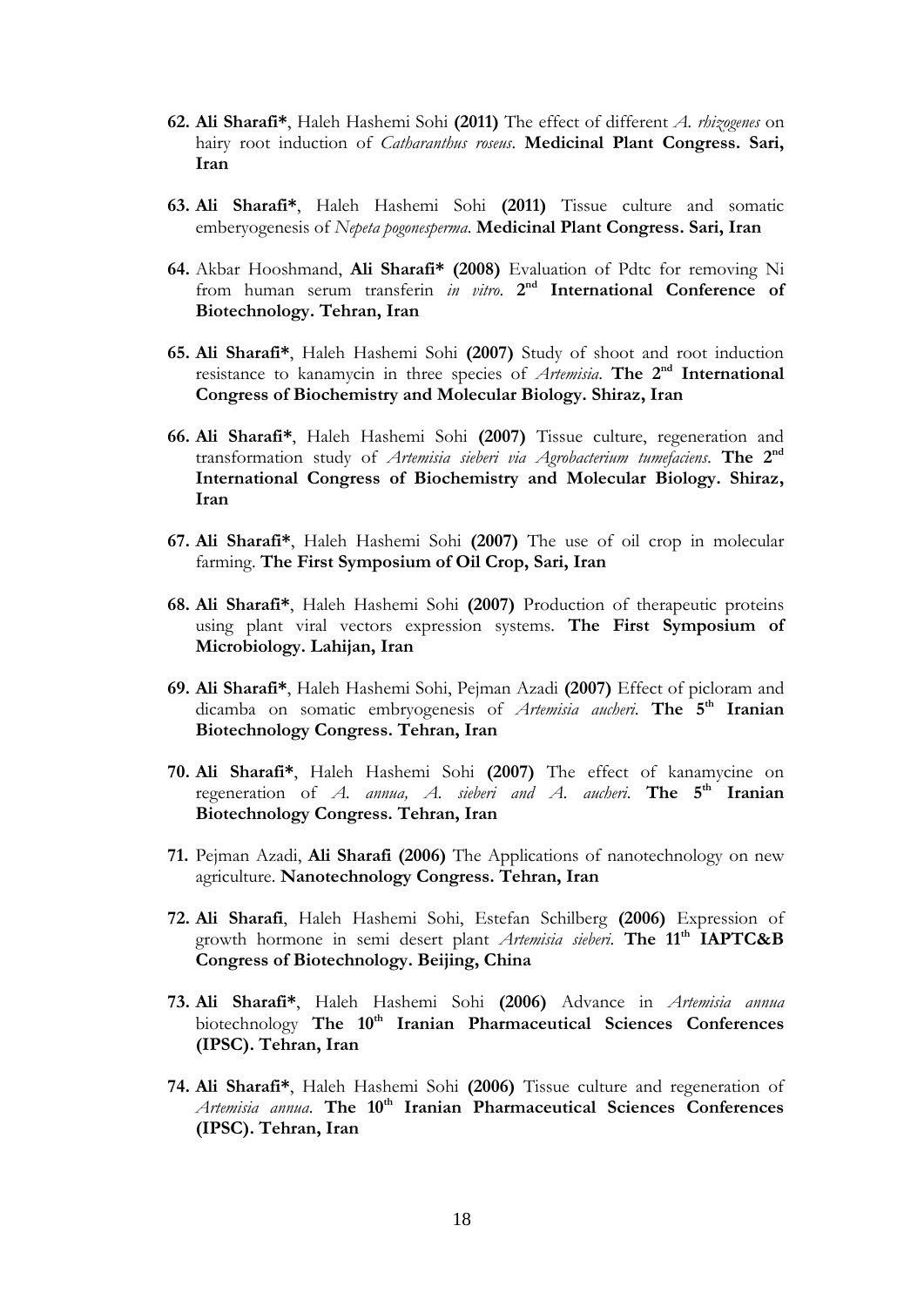62. **Ali Sharafi***, Haleh Hashemi Sohi **(2011)** The effect of different *A. rhizogenes* on hairy root induction of *Catharanthus roseus*. **Medicinal Plant Congress. Sari, Iran**

63. **Ali Sharafi***, Haleh Hashemi Sohi **(2011)** Tissue culture and somatic emberyogenesis of *Nepeta pogonesperma*. **Medicinal Plant Congress. Sari, Iran**

64. Akbar Hooshmand, **Ali Sharafi* (2008)** Evaluation of Pdtc for removing Ni from human serum transferin *in vitro*. **2nd International Conference of Biotechnology. Tehran, Iran**

65. **Ali Sharafi***, Haleh Hashemi Sohi **(2007)** Study of shoot and root induction resistance to kanamycin in three species of *Artemisia*. **The 2nd International Congress of Biochemistry and Molecular Biology. Shiraz, Iran**

66. **Ali Sharafi***, Haleh Hashemi Sohi **(2007)** Tissue culture, regeneration and transformation study of *Artemisia sieberi via Agrobacterium tumefaciens*. **The 2nd International Congress of Biochemistry and Molecular Biology. Shiraz, Iran**

67. **Ali Sharafi***, Haleh Hashemi Sohi **(2007)** The use of oil crop in molecular farming. **The First Symposium of Oil Crop, Sari, Iran**

68. **Ali Sharafi***, Haleh Hashemi Sohi **(2007)** Production of therapeutic proteins using plant viral vectors expression systems. **The First Symposium of Microbiology. Lahijan, Iran**

69. **Ali Sharafi***, Haleh Hashemi Sohi, Pejman Azadi **(2007)** Effect of picloram and dicamba on somatic embryogenesis of *Artemisia aucheri*. **The 5th Iranian Biotechnology Congress. Tehran, Iran**

70. **Ali Sharafi***, Haleh Hashemi Sohi **(2007)** The effect of kanamycine on regeneration of *A. annua, A. sieberi and A. aucheri*. **The 5th Iranian Biotechnology Congress. Tehran, Iran**

71. Pejman Azadi, **Ali Sharafi (2006)** The Applications of nanotechnology on new agriculture. **Nanotechnology Congress. Tehran, Iran**

72. **Ali Sharafi**, Haleh Hashemi Sohi, Estefan Schilberg **(2006)** Expression of growth hormone in semi desert plant *Artemisia sieberi*. **The 11th IAPTC&B Congress of Biotechnology. Beijing, China**

73. **Ali Sharafi***, Haleh Hashemi Sohi **(2006)** Advance in *Artemisia annua* biotechnology **The 10th Iranian Pharmaceutical Sciences Conferences (IPSC). Tehran, Iran**

74. **Ali Sharafi***, Haleh Hashemi Sohi **(2006)** Tissue culture and regeneration of *Artemisia annua*. **The 10th Iranian Pharmaceutical Sciences Conferences (IPSC). Tehran, Iran**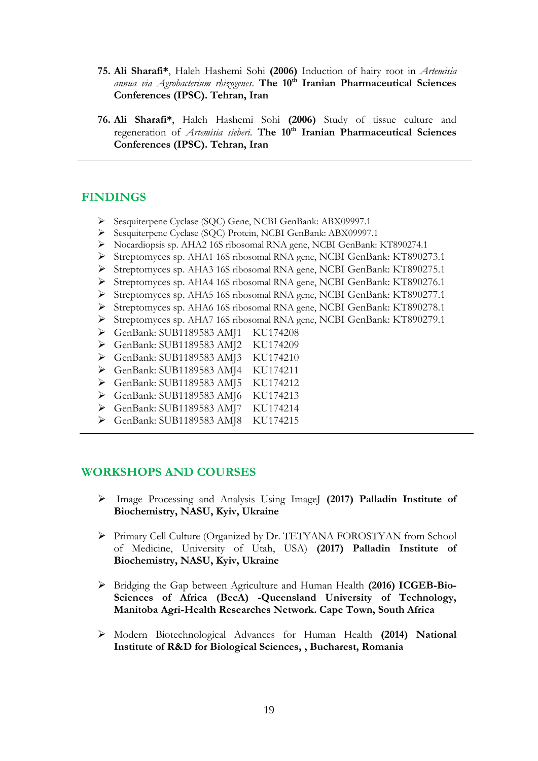75. **Ali Sharafi***, Haleh Hashemi Sohi **(2006)** Induction of hairy root in *Artemisia annua via Agrobacterium rhizogenes*. **The 10th Iranian Pharmaceutical Sciences Conferences (IPSC). Tehran, Iran**

76. **Ali Sharafi***, Haleh Hashemi Sohi **(2006)** Study of tissue culture and regeneration of *Artemisia sieberi*. **The 10th Iranian Pharmaceutical Sciences Conferences (IPSC). Tehran, Iran**

---

## FINDINGS

- Sesquiterpene Cyclase (SQC) Gene, NCBI GenBank: ABX09997.1
- Sesquiterpene Cyclase (SQC) Protein, NCBI GenBank: ABX09997.1
- Nocardiopsis sp. AHA2 16S ribosomal RNA gene, NCBI GenBank: KT890274.1
- Streptomyces sp. AHA1 16S ribosomal RNA gene, NCBI GenBank: KT890273.1
- Streptomyces sp. AHA3 16S ribosomal RNA gene, NCBI GenBank: KT890275.1
- Streptomyces sp. AHA4 16S ribosomal RNA gene, NCBI GenBank: KT890276.1
- Streptomyces sp. AHA5 16S ribosomal RNA gene, NCBI GenBank: KT890277.1
- Streptomyces sp. AHA6 16S ribosomal RNA gene, NCBI GenBank: KT890278.1
- Streptomyces sp. AHA7 16S ribosomal RNA gene, NCBI GenBank: KT890279.1
- GenBank: SUB1189583 AMJ1 KU174208
- GenBank: SUB1189583 AMJ2 KU174209
- GenBank: SUB1189583 AMJ3 KU174210
- GenBank: SUB1189583 AMJ4 KU174211
- GenBank: SUB1189583 AMJ5 KU174212
- GenBank: SUB1189583 AMJ6 KU174213
- GenBank: SUB1189583 AMJ7 KU174214
- GenBank: SUB1189583 AMJ8 KU174215

---

## WORKSHOPS AND COURSES

- Image Processing and Analysis Using ImageJ **(2017) Palladin Institute of Biochemistry, NASU, Kyiv, Ukraine**

- Primary Cell Culture (Organized by Dr. TETYANA FOROSTYAN from School of Medicine, University of Utah, USA) **(2017) Palladin Institute of Biochemistry, NASU, Kyiv, Ukraine**

- Bridging the Gap between Agriculture and Human Health **(2016) ICGEB-Bio-Sciences of Africa (BecA) -Queensland University of Technology, Manitoba Agri-Health Researches Network. Cape Town, South Africa**

- Modern Biotechnological Advances for Human Health **(2014) National Institute of R&D for Biological Sciences, , Bucharest, Romania**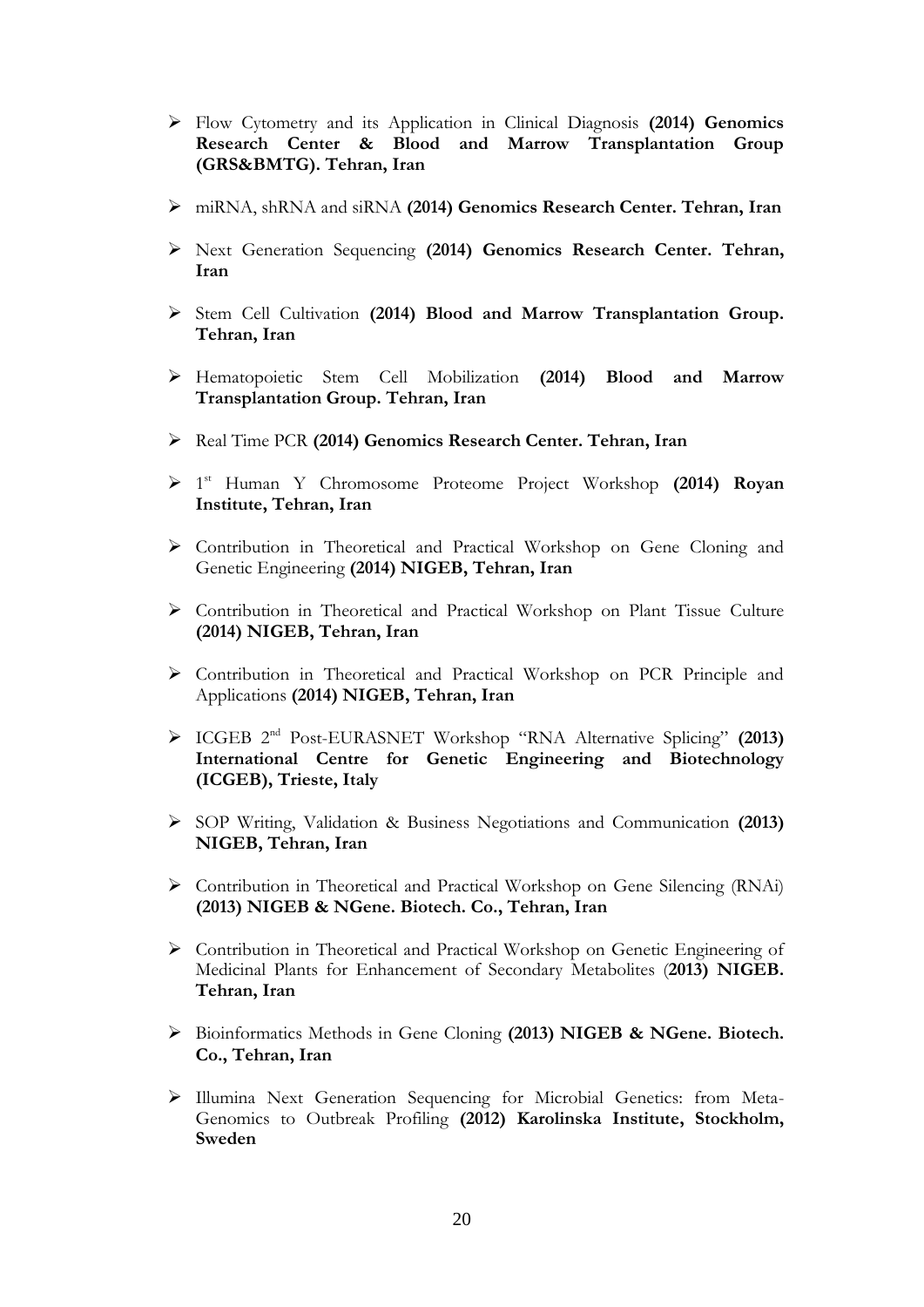- Flow Cytometry and its Application in Clinical Diagnosis **(2014) Genomics Research Center & Blood and Marrow Transplantation Group (GRS&BMTG). Tehran, Iran**

- miRNA, shRNA and siRNA **(2014) Genomics Research Center. Tehran, Iran**

- Next Generation Sequencing **(2014) Genomics Research Center. Tehran, Iran**

- Stem Cell Cultivation **(2014) Blood and Marrow Transplantation Group. Tehran, Iran**

- Hematopoietic Stem Cell Mobilization **(2014) Blood and Marrow Transplantation Group. Tehran, Iran**

- Real Time PCR **(2014) Genomics Research Center. Tehran, Iran**

- 1st Human Y Chromosome Proteome Project Workshop **(2014) Royan Institute, Tehran, Iran**

- Contribution in Theoretical and Practical Workshop on Gene Cloning and Genetic Engineering **(2014) NIGEB, Tehran, Iran**

- Contribution in Theoretical and Practical Workshop on Plant Tissue Culture **(2014) NIGEB, Tehran, Iran**

- Contribution in Theoretical and Practical Workshop on PCR Principle and Applications **(2014) NIGEB, Tehran, Iran**

- ICGEB 2nd Post-EURASNET Workshop "RNA Alternative Splicing" **(2013) International Centre for Genetic Engineering and Biotechnology (ICGEB), Trieste, Italy**

- SOP Writing, Validation & Business Negotiations and Communication **(2013) NIGEB, Tehran, Iran**

- Contribution in Theoretical and Practical Workshop on Gene Silencing (RNAi) **(2013) NIGEB & NGene. Biotech. Co., Tehran, Iran**

- Contribution in Theoretical and Practical Workshop on Genetic Engineering of Medicinal Plants for Enhancement of Secondary Metabolites (**2013) NIGEB. Tehran, Iran**

- Bioinformatics Methods in Gene Cloning **(2013) NIGEB & NGene. Biotech. Co., Tehran, Iran**

- Illumina Next Generation Sequencing for Microbial Genetics: from Meta-Genomics to Outbreak Profiling **(2012) Karolinska Institute, Stockholm, Sweden**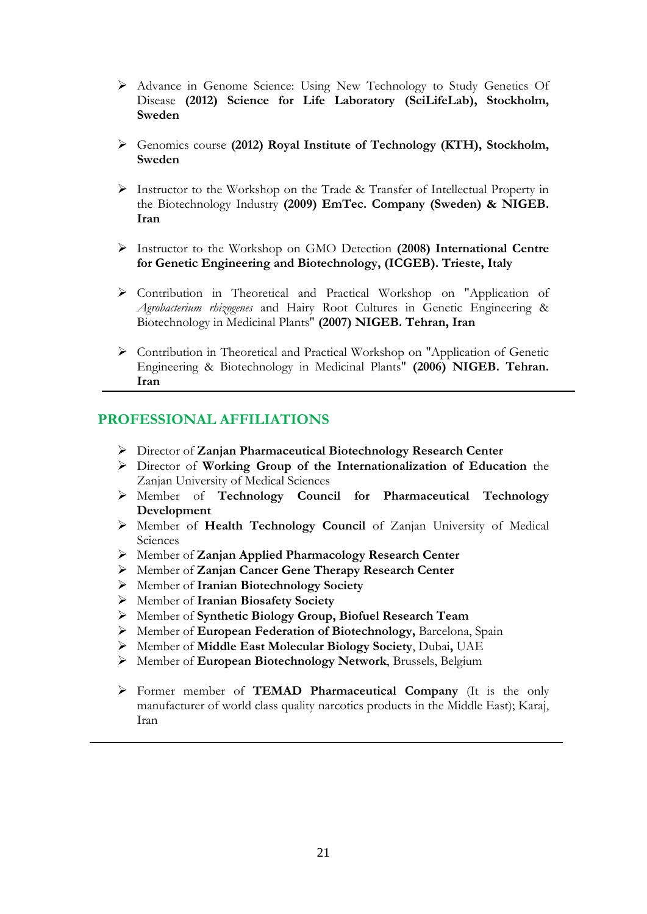- Advance in Genome Science: Using New Technology to Study Genetics Of Disease **(2012) Science for Life Laboratory (SciLifeLab), Stockholm, Sweden**

- Genomics course **(2012) Royal Institute of Technology (KTH), Stockholm, Sweden**

- Instructor to the Workshop on the Trade & Transfer of Intellectual Property in the Biotechnology Industry **(2009) EmTec. Company (Sweden) & NIGEB. Iran**

- Instructor to the Workshop on GMO Detection **(2008) International Centre for Genetic Engineering and Biotechnology, (ICGEB). Trieste, Italy**

- Contribution in Theoretical and Practical Workshop on "Application of *Agrobacterium rhizogenes* and Hairy Root Cultures in Genetic Engineering & Biotechnology in Medicinal Plants" **(2007) NIGEB. Tehran, Iran**

- Contribution in Theoretical and Practical Workshop on "Application of Genetic Engineering & Biotechnology in Medicinal Plants" **(2006) NIGEB. Tehran. Iran**

---

## PROFESSIONAL AFFILIATIONS

- Director of **Zanjan Pharmaceutical Biotechnology Research Center**
- Director of **Working Group of the Internationalization of Education** the Zanjan University of Medical Sciences
- Member of **Technology Council for Pharmaceutical Technology Development**
- Member of **Health Technology Council** of Zanjan University of Medical Sciences
- Member of **Zanjan Applied Pharmacology Research Center**
- Member of **Zanjan Cancer Gene Therapy Research Center**
- Member of **Iranian Biotechnology Society**
- Member of **Iranian Biosafety Society**
- Member of **Synthetic Biology Group, Biofuel Research Team**
- Member of **European Federation of Biotechnology,** Barcelona, Spain
- Member of **Middle East Molecular Biology Society**, Dubai**,** UAE
- Member of **European Biotechnology Network**, Brussels, Belgium

- Former member of **TEMAD Pharmaceutical Company** (It is the only manufacturer of world class quality narcotics products in the Middle East); Karaj, Iran

---